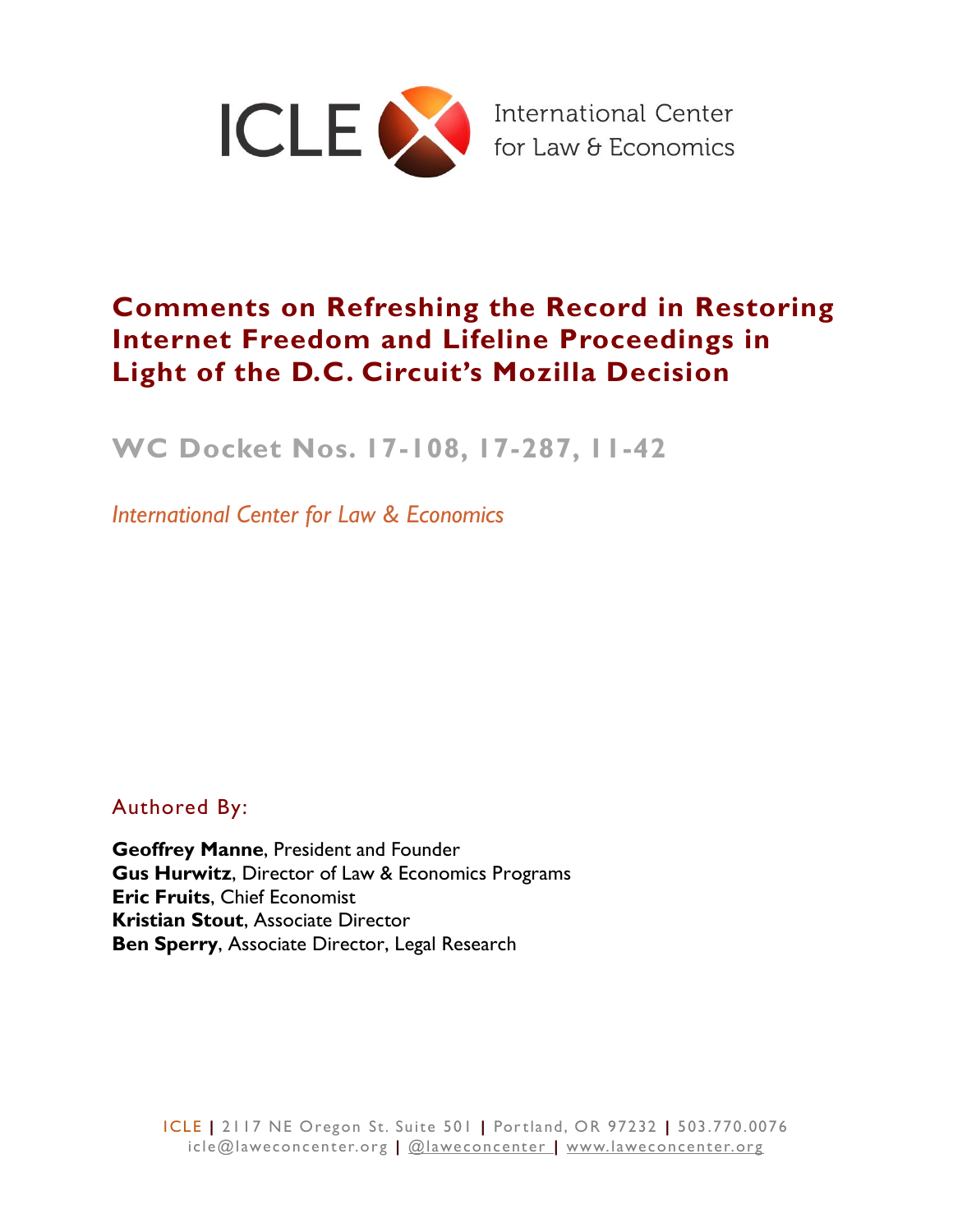ICLE International Center for Law & Economics

# Comments on Refreshing the Record in Restoring Internet Freedom and Lifeline Proceedings in Light of the D.C. Circuit's Mozilla Decision

## WC Docket Nos. 17-108, 17-287, 11-42

*International Center for Law & Economics*

Authored By:

**Geoffrey Manne**, President and Founder
**Gus Hurwitz**, Director of Law & Economics Programs
**Eric Fruits**, Chief Economist
**Kristian Stout**, Associate Director
**Ben Sperry**, Associate Director, Legal Research

ICLE | 2117 NE Oregon St. Suite 501 | Portland, OR 97232 | 503.770.0076
icle@laweconcenter.org | @laweconcenter | www.laweconcenter.org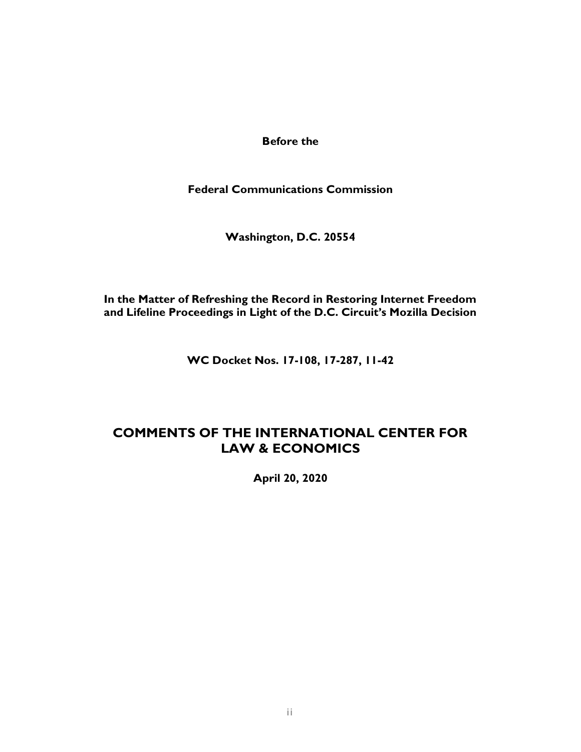**Before the**

**Federal Communications Commission**

**Washington, D.C. 20554**

**In the Matter of Refreshing the Record in Restoring Internet Freedom and Lifeline Proceedings in Light of the D.C. Circuit's Mozilla Decision**

**WC Docket Nos. 17-108, 17-287, 11-42**

# COMMENTS OF THE INTERNATIONAL CENTER FOR LAW & ECONOMICS

**April 20, 2020**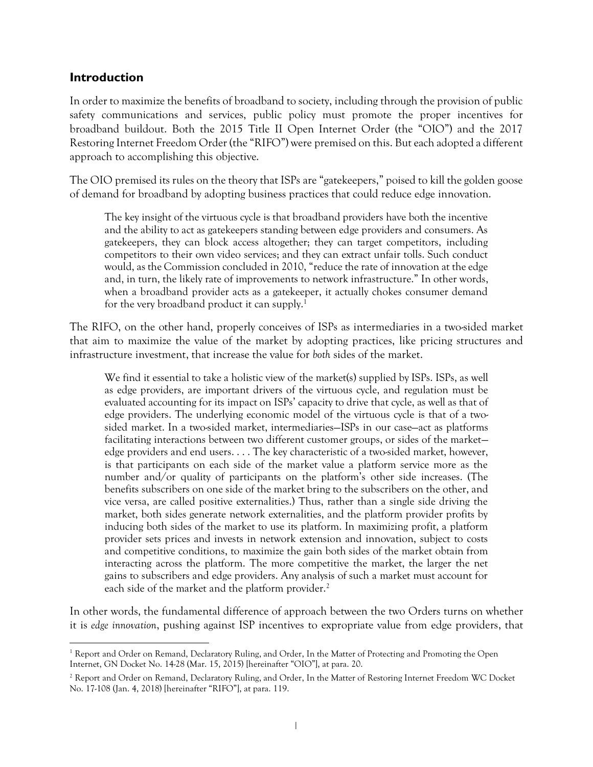## Introduction

In order to maximize the benefits of broadband to society, including through the provision of public safety communications and services, public policy must promote the proper incentives for broadband buildout. Both the 2015 Title II Open Internet Order (the "OIO") and the 2017 Restoring Internet Freedom Order (the "RIFO") were premised on this. But each adopted a different approach to accomplishing this objective.

The OIO premised its rules on the theory that ISPs are "gatekeepers," poised to kill the golden goose of demand for broadband by adopting business practices that could reduce edge innovation.

> The key insight of the virtuous cycle is that broadband providers have both the incentive and the ability to act as gatekeepers standing between edge providers and consumers. As gatekeepers, they can block access altogether; they can target competitors, including competitors to their own video services; and they can extract unfair tolls. Such conduct would, as the Commission concluded in 2010, "reduce the rate of innovation at the edge and, in turn, the likely rate of improvements to network infrastructure." In other words, when a broadband provider acts as a gatekeeper, it actually chokes consumer demand for the very broadband product it can supply.[1]

The RIFO, on the other hand, properly conceives of ISPs as intermediaries in a two-sided market that aim to maximize the value of the market by adopting practices, like pricing structures and infrastructure investment, that increase the value for *both* sides of the market.

> We find it essential to take a holistic view of the market(s) supplied by ISPs. ISPs, as well as edge providers, are important drivers of the virtuous cycle, and regulation must be evaluated accounting for its impact on ISPs' capacity to drive that cycle, as well as that of edge providers. The underlying economic model of the virtuous cycle is that of a two-sided market. In a two-sided market, intermediaries—ISPs in our case—act as platforms facilitating interactions between two different customer groups, or sides of the market—edge providers and end users. . . . The key characteristic of a two-sided market, however, is that participants on each side of the market value a platform service more as the number and/or quality of participants on the platform's other side increases. (The benefits subscribers on one side of the market bring to the subscribers on the other, and vice versa, are called positive externalities.) Thus, rather than a single side driving the market, both sides generate network externalities, and the platform provider profits by inducing both sides of the market to use its platform. In maximizing profit, a platform provider sets prices and invests in network extension and innovation, subject to costs and competitive conditions, to maximize the gain both sides of the market obtain from interacting across the platform. The more competitive the market, the larger the net gains to subscribers and edge providers. Any analysis of such a market must account for each side of the market and the platform provider.[2]

In other words, the fundamental difference of approach between the two Orders turns on whether it is *edge innovation*, pushing against ISP incentives to expropriate value from edge providers, that

---

[1] Report and Order on Remand, Declaratory Ruling, and Order, In the Matter of Protecting and Promoting the Open Internet, GN Docket No. 14-28 (Mar. 15, 2015) [hereinafter "OIO"], at para. 20.

[2] Report and Order on Remand, Declaratory Ruling, and Order, In the Matter of Restoring Internet Freedom WC Docket No. 17-108 (Jan. 4, 2018) [hereinafter "RIFO"], at para. 119.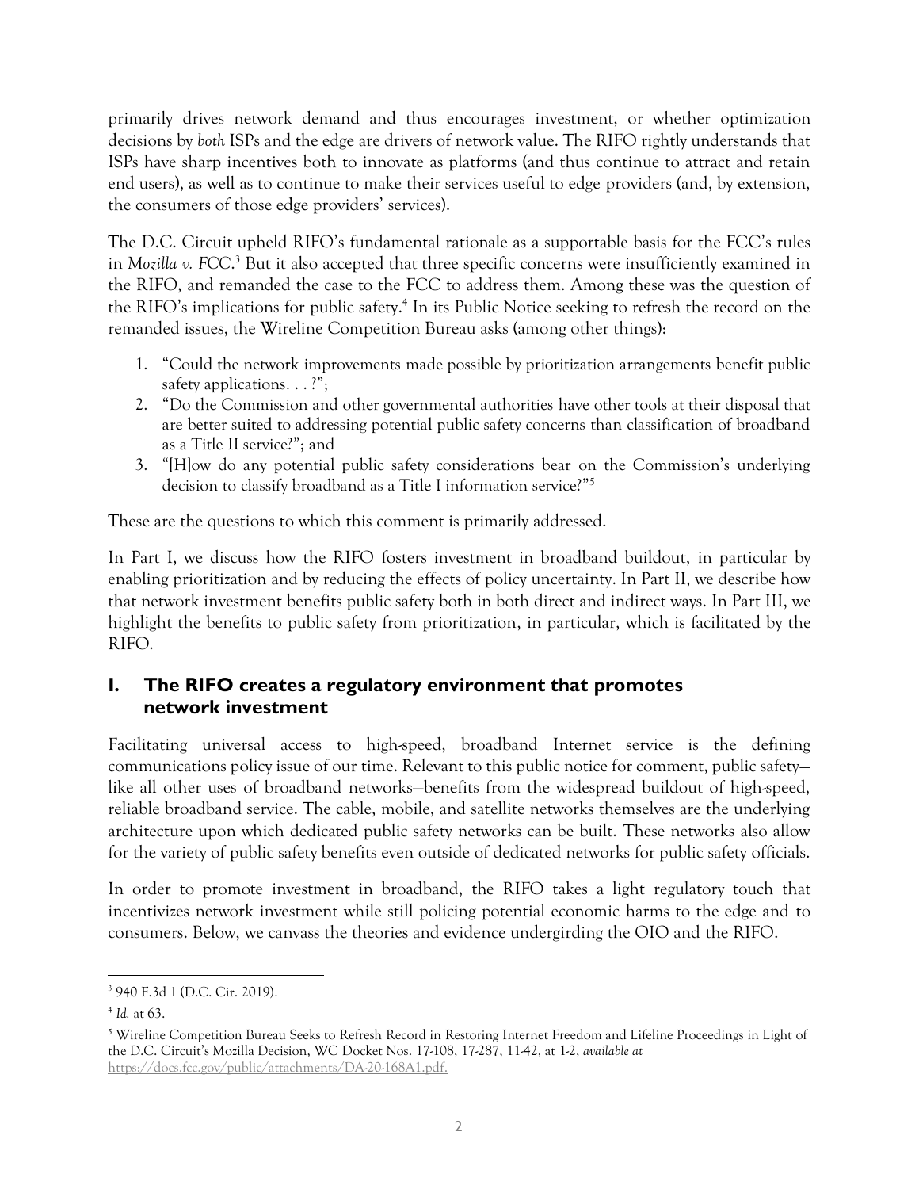primarily drives network demand and thus encourages investment, or whether optimization decisions by *both* ISPs and the edge are drivers of network value. The RIFO rightly understands that ISPs have sharp incentives both to innovate as platforms (and thus continue to attract and retain end users), as well as to continue to make their services useful to edge providers (and, by extension, the consumers of those edge providers' services).

The D.C. Circuit upheld RIFO's fundamental rationale as a supportable basis for the FCC's rules in *Mozilla v. FCC*.[3] But it also accepted that three specific concerns were insufficiently examined in the RIFO, and remanded the case to the FCC to address them. Among these was the question of the RIFO's implications for public safety.[4] In its Public Notice seeking to refresh the record on the remanded issues, the Wireline Competition Bureau asks (among other things):

1. "Could the network improvements made possible by prioritization arrangements benefit public safety applications. . . ?";
2. "Do the Commission and other governmental authorities have other tools at their disposal that are better suited to addressing potential public safety concerns than classification of broadband as a Title II service?"; and
3. "[H]ow do any potential public safety considerations bear on the Commission's underlying decision to classify broadband as a Title I information service?"[5]

These are the questions to which this comment is primarily addressed.

In Part I, we discuss how the RIFO fosters investment in broadband buildout, in particular by enabling prioritization and by reducing the effects of policy uncertainty. In Part II, we describe how that network investment benefits public safety both in both direct and indirect ways. In Part III, we highlight the benefits to public safety from prioritization, in particular, which is facilitated by the RIFO.

## I. The RIFO creates a regulatory environment that promotes network investment

Facilitating universal access to high-speed, broadband Internet service is the defining communications policy issue of our time. Relevant to this public notice for comment, public safety—like all other uses of broadband networks—benefits from the widespread buildout of high-speed, reliable broadband service. The cable, mobile, and satellite networks themselves are the underlying architecture upon which dedicated public safety networks can be built. These networks also allow for the variety of public safety benefits even outside of dedicated networks for public safety officials.

In order to promote investment in broadband, the RIFO takes a light regulatory touch that incentivizes network investment while still policing potential economic harms to the edge and to consumers. Below, we canvass the theories and evidence undergirding the OIO and the RIFO.

---

[3] 940 F.3d 1 (D.C. Cir. 2019).

[4] *Id.* at 63.

[5] Wireline Competition Bureau Seeks to Refresh Record in Restoring Internet Freedom and Lifeline Proceedings in Light of the D.C. Circuit's Mozilla Decision, WC Docket Nos. 17-108, 17-287, 11-42, at 1-2, *available at* https://docs.fcc.gov/public/attachments/DA-20-168A1.pdf.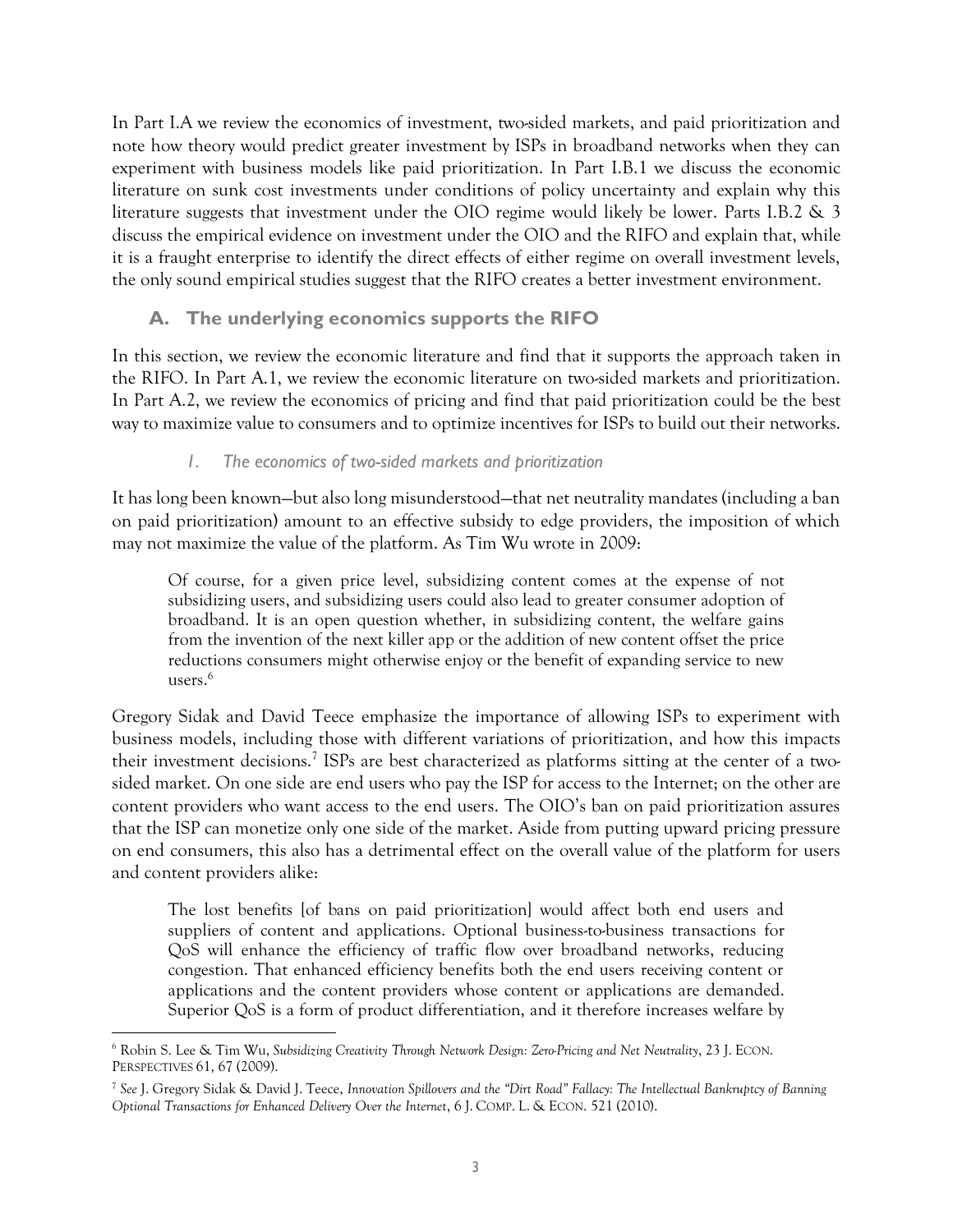In Part I.A we review the economics of investment, two-sided markets, and paid prioritization and note how theory would predict greater investment by ISPs in broadband networks when they can experiment with business models like paid prioritization. In Part I.B.1 we discuss the economic literature on sunk cost investments under conditions of policy uncertainty and explain why this literature suggests that investment under the OIO regime would likely be lower. Parts I.B.2 & 3 discuss the empirical evidence on investment under the OIO and the RIFO and explain that, while it is a fraught enterprise to identify the direct effects of either regime on overall investment levels, the only sound empirical studies suggest that the RIFO creates a better investment environment.

## A. The underlying economics supports the RIFO

In this section, we review the economic literature and find that it supports the approach taken in the RIFO. In Part A.1, we review the economic literature on two-sided markets and prioritization. In Part A.2, we review the economics of pricing and find that paid prioritization could be the best way to maximize value to consumers and to optimize incentives for ISPs to build out their networks.

### *1. The economics of two-sided markets and prioritization*

It has long been known—but also long misunderstood—that net neutrality mandates (including a ban on paid prioritization) amount to an effective subsidy to edge providers, the imposition of which may not maximize the value of the platform. As Tim Wu wrote in 2009:

> Of course, for a given price level, subsidizing content comes at the expense of not subsidizing users, and subsidizing users could also lead to greater consumer adoption of broadband. It is an open question whether, in subsidizing content, the welfare gains from the invention of the next killer app or the addition of new content offset the price reductions consumers might otherwise enjoy or the benefit of expanding service to new users.[6]

Gregory Sidak and David Teece emphasize the importance of allowing ISPs to experiment with business models, including those with different variations of prioritization, and how this impacts their investment decisions.[7] ISPs are best characterized as platforms sitting at the center of a two-sided market. On one side are end users who pay the ISP for access to the Internet; on the other are content providers who want access to the end users. The OIO's ban on paid prioritization assures that the ISP can monetize only one side of the market. Aside from putting upward pricing pressure on end consumers, this also has a detrimental effect on the overall value of the platform for users and content providers alike:

> The lost benefits [of bans on paid prioritization] would affect both end users and suppliers of content and applications. Optional business-to-business transactions for QoS will enhance the efficiency of traffic flow over broadband networks, reducing congestion. That enhanced efficiency benefits both the end users receiving content or applications and the content providers whose content or applications are demanded. Superior QoS is a form of product differentiation, and it therefore increases welfare by

---

[6] Robin S. Lee & Tim Wu, *Subsidizing Creativity Through Network Design: Zero-Pricing and Net Neutrality*, 23 J. ECON. PERSPECTIVES 61, 67 (2009).

[7] *See* J. Gregory Sidak & David J. Teece, *Innovation Spillovers and the "Dirt Road" Fallacy: The Intellectual Bankruptcy of Banning Optional Transactions for Enhanced Delivery Over the Internet*, 6 J. COMP. L. & ECON. 521 (2010).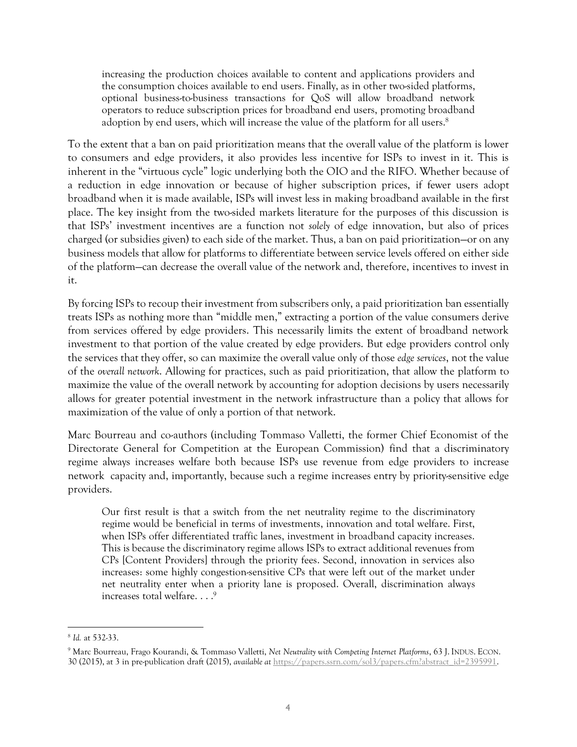> increasing the production choices available to content and applications providers and the consumption choices available to end users. Finally, as in other two-sided platforms, optional business-to-business transactions for QoS will allow broadband network operators to reduce subscription prices for broadband end users, promoting broadband adoption by end users, which will increase the value of the platform for all users.[8]

To the extent that a ban on paid prioritization means that the overall value of the platform is lower to consumers and edge providers, it also provides less incentive for ISPs to invest in it. This is inherent in the "virtuous cycle" logic underlying both the OIO and the RIFO. Whether because of a reduction in edge innovation or because of higher subscription prices, if fewer users adopt broadband when it is made available, ISPs will invest less in making broadband available in the first place. The key insight from the two-sided markets literature for the purposes of this discussion is that ISPs' investment incentives are a function not *solely* of edge innovation, but also of prices charged (or subsidies given) to each side of the market. Thus, a ban on paid prioritization—or on any business models that allow for platforms to differentiate between service levels offered on either side of the platform—can decrease the overall value of the network and, therefore, incentives to invest in it.

By forcing ISPs to recoup their investment from subscribers only, a paid prioritization ban essentially treats ISPs as nothing more than "middle men," extracting a portion of the value consumers derive from services offered by edge providers. This necessarily limits the extent of broadband network investment to that portion of the value created by edge providers. But edge providers control only the services that they offer, so can maximize the overall value only of those *edge services*, not the value of the *overall network*. Allowing for practices, such as paid prioritization, that allow the platform to maximize the value of the overall network by accounting for adoption decisions by users necessarily allows for greater potential investment in the network infrastructure than a policy that allows for maximization of the value of only a portion of that network.

Marc Bourreau and co-authors (including Tommaso Valletti, the former Chief Economist of the Directorate General for Competition at the European Commission) find that a discriminatory regime always increases welfare both because ISPs use revenue from edge providers to increase network capacity and, importantly, because such a regime increases entry by priority-sensitive edge providers.

> Our first result is that a switch from the net neutrality regime to the discriminatory regime would be beneficial in terms of investments, innovation and total welfare. First, when ISPs offer differentiated traffic lanes, investment in broadband capacity increases. This is because the discriminatory regime allows ISPs to extract additional revenues from CPs [Content Providers] through the priority fees. Second, innovation in services also increases: some highly congestion-sensitive CPs that were left out of the market under net neutrality enter when a priority lane is proposed. Overall, discrimination always increases total welfare. . . .[9]

---

[8] *Id.* at 532-33.

[9] Marc Bourreau, Frago Kourandi, & Tommaso Valletti, *Net Neutrality with Competing Internet Platforms*, 63 J. INDUS. ECON. 30 (2015), at 3 in pre-publication draft (2015), *available at* https://papers.ssrn.com/sol3/papers.cfm?abstract_id=2395991.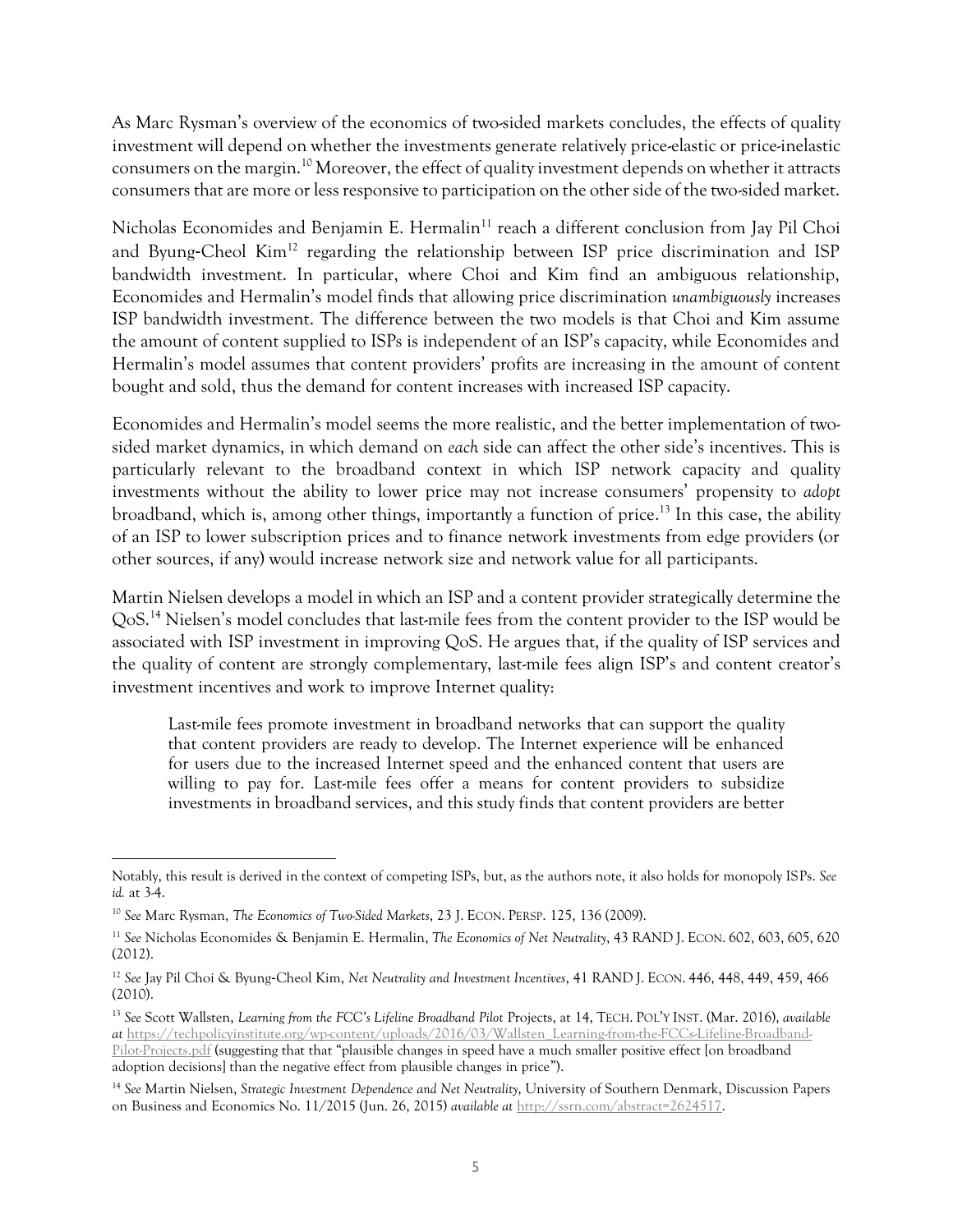As Marc Rysman's overview of the economics of two-sided markets concludes, the effects of quality investment will depend on whether the investments generate relatively price-elastic or price-inelastic consumers on the margin.[10] Moreover, the effect of quality investment depends on whether it attracts consumers that are more or less responsive to participation on the other side of the two-sided market.

Nicholas Economides and Benjamin E. Hermalin[11] reach a different conclusion from Jay Pil Choi and Byung-Cheol Kim[12] regarding the relationship between ISP price discrimination and ISP bandwidth investment. In particular, where Choi and Kim find an ambiguous relationship, Economides and Hermalin's model finds that allowing price discrimination *unambiguously* increases ISP bandwidth investment. The difference between the two models is that Choi and Kim assume the amount of content supplied to ISPs is independent of an ISP's capacity, while Economides and Hermalin's model assumes that content providers' profits are increasing in the amount of content bought and sold, thus the demand for content increases with increased ISP capacity.

Economides and Hermalin's model seems the more realistic, and the better implementation of two-sided market dynamics, in which demand on *each* side can affect the other side's incentives. This is particularly relevant to the broadband context in which ISP network capacity and quality investments without the ability to lower price may not increase consumers' propensity to *adopt* broadband, which is, among other things, importantly a function of price.[13] In this case, the ability of an ISP to lower subscription prices and to finance network investments from edge providers (or other sources, if any) would increase network size and network value for all participants.

Martin Nielsen develops a model in which an ISP and a content provider strategically determine the QoS.[14] Nielsen's model concludes that last-mile fees from the content provider to the ISP would be associated with ISP investment in improving QoS. He argues that, if the quality of ISP services and the quality of content are strongly complementary, last-mile fees align ISP's and content creator's investment incentives and work to improve Internet quality:

> Last-mile fees promote investment in broadband networks that can support the quality that content providers are ready to develop. The Internet experience will be enhanced for users due to the increased Internet speed and the enhanced content that users are willing to pay for. Last-mile fees offer a means for content providers to subsidize investments in broadband services, and this study finds that content providers are better

---

Notably, this result is derived in the context of competing ISPs, but, as the authors note, it also holds for monopoly ISPs. *See id.* at 3-4.

[10] *See* Marc Rysman, *The Economics of Two-Sided Markets*, 23 J. ECON. PERSP. 125, 136 (2009).

[11] *See* Nicholas Economides & Benjamin E. Hermalin, *The Economics of Net Neutrality*, 43 RAND J. ECON. 602, 603, 605, 620 (2012).

[12] *See* Jay Pil Choi & Byung-Cheol Kim, *Net Neutrality and Investment Incentives*, 41 RAND J. ECON. 446, 448, 449, 459, 466 (2010).

[13] *See* Scott Wallsten, *Learning from the FCC's Lifeline Broadband Pilot* Projects, at 14, TECH. POL'Y INST. (Mar. 2016), *available at* https://techpolicyinstitute.org/wp-content/uploads/2016/03/Wallsten_Learning-from-the-FCCs-Lifeline-Broadband-Pilot-Projects.pdf (suggesting that that "plausible changes in speed have a much smaller positive effect [on broadband adoption decisions] than the negative effect from plausible changes in price").

[14] *See* Martin Nielsen, *Strategic Investment Dependence and Net Neutrality*, University of Southern Denmark, Discussion Papers on Business and Economics No. 11/2015 (Jun. 26, 2015) *available at* http://ssrn.com/abstract=2624517.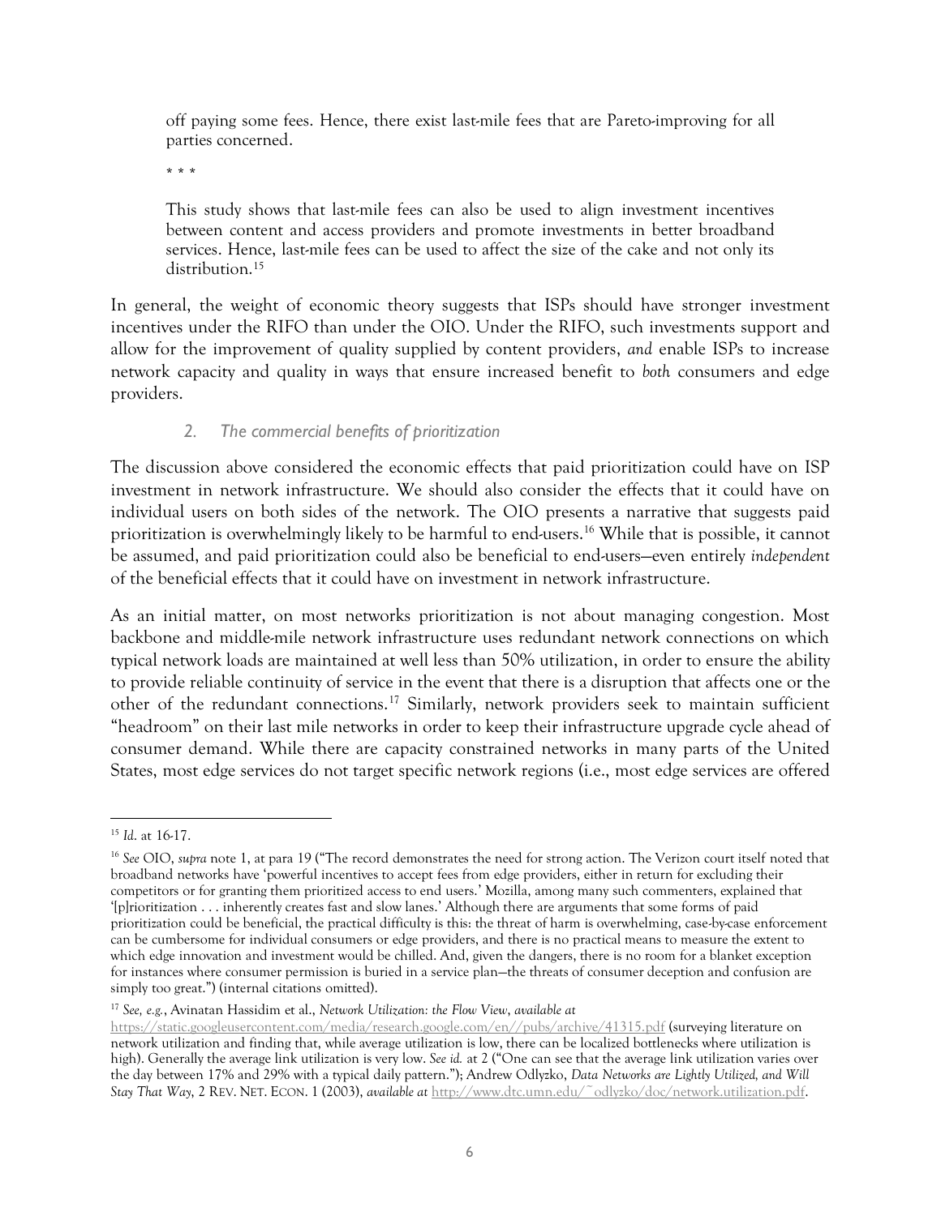> off paying some fees. Hence, there exist last-mile fees that are Pareto-improving for all parties concerned.
>
> \* \* \*
>
> This study shows that last-mile fees can also be used to align investment incentives between content and access providers and promote investments in better broadband services. Hence, last-mile fees can be used to affect the size of the cake and not only its distribution.[15]

In general, the weight of economic theory suggests that ISPs should have stronger investment incentives under the RIFO than under the OIO. Under the RIFO, such investments support and allow for the improvement of quality supplied by content providers, *and* enable ISPs to increase network capacity and quality in ways that ensure increased benefit to *both* consumers and edge providers.

### 2. *The commercial benefits of prioritization*

The discussion above considered the economic effects that paid prioritization could have on ISP investment in network infrastructure. We should also consider the effects that it could have on individual users on both sides of the network. The OIO presents a narrative that suggests paid prioritization is overwhelmingly likely to be harmful to end-users.[16] While that is possible, it cannot be assumed, and paid prioritization could also be beneficial to end-users—even entirely *independent* of the beneficial effects that it could have on investment in network infrastructure.

As an initial matter, on most networks prioritization is not about managing congestion. Most backbone and middle-mile network infrastructure uses redundant network connections on which typical network loads are maintained at well less than 50% utilization, in order to ensure the ability to provide reliable continuity of service in the event that there is a disruption that affects one or the other of the redundant connections.[17] Similarly, network providers seek to maintain sufficient "headroom" on their last mile networks in order to keep their infrastructure upgrade cycle ahead of consumer demand. While there are capacity constrained networks in many parts of the United States, most edge services do not target specific network regions (i.e., most edge services are offered

---

[15] *Id.* at 16-17.

[16] *See* OIO, *supra* note 1, at para 19 ("The record demonstrates the need for strong action. The Verizon court itself noted that broadband networks have 'powerful incentives to accept fees from edge providers, either in return for excluding their competitors or for granting them prioritized access to end users.' Mozilla, among many such commenters, explained that '[p]rioritization . . . inherently creates fast and slow lanes.' Although there are arguments that some forms of paid prioritization could be beneficial, the practical difficulty is this: the threat of harm is overwhelming, case-by-case enforcement can be cumbersome for individual consumers or edge providers, and there is no practical means to measure the extent to which edge innovation and investment would be chilled. And, given the dangers, there is no room for a blanket exception for instances where consumer permission is buried in a service plan—the threats of consumer deception and confusion are simply too great.") (internal citations omitted).

[17] *See, e.g.*, Avinatan Hassidim et al., *Network Utilization: the Flow View*, *available at* https://static.googleusercontent.com/media/research.google.com/en//pubs/archive/41315.pdf (surveying literature on network utilization and finding that, while average utilization is low, there can be localized bottlenecks where utilization is high). Generally the average link utilization is very low. *See id.* at 2 ("One can see that the average link utilization varies over the day between 17% and 29% with a typical daily pattern."); Andrew Odlyzko, *Data Networks are Lightly Utilized, and Will Stay That Way*, 2 REV. NET. ECON. 1 (2003), *available at* http://www.dtc.umn.edu/~odlyzko/doc/network.utilization.pdf.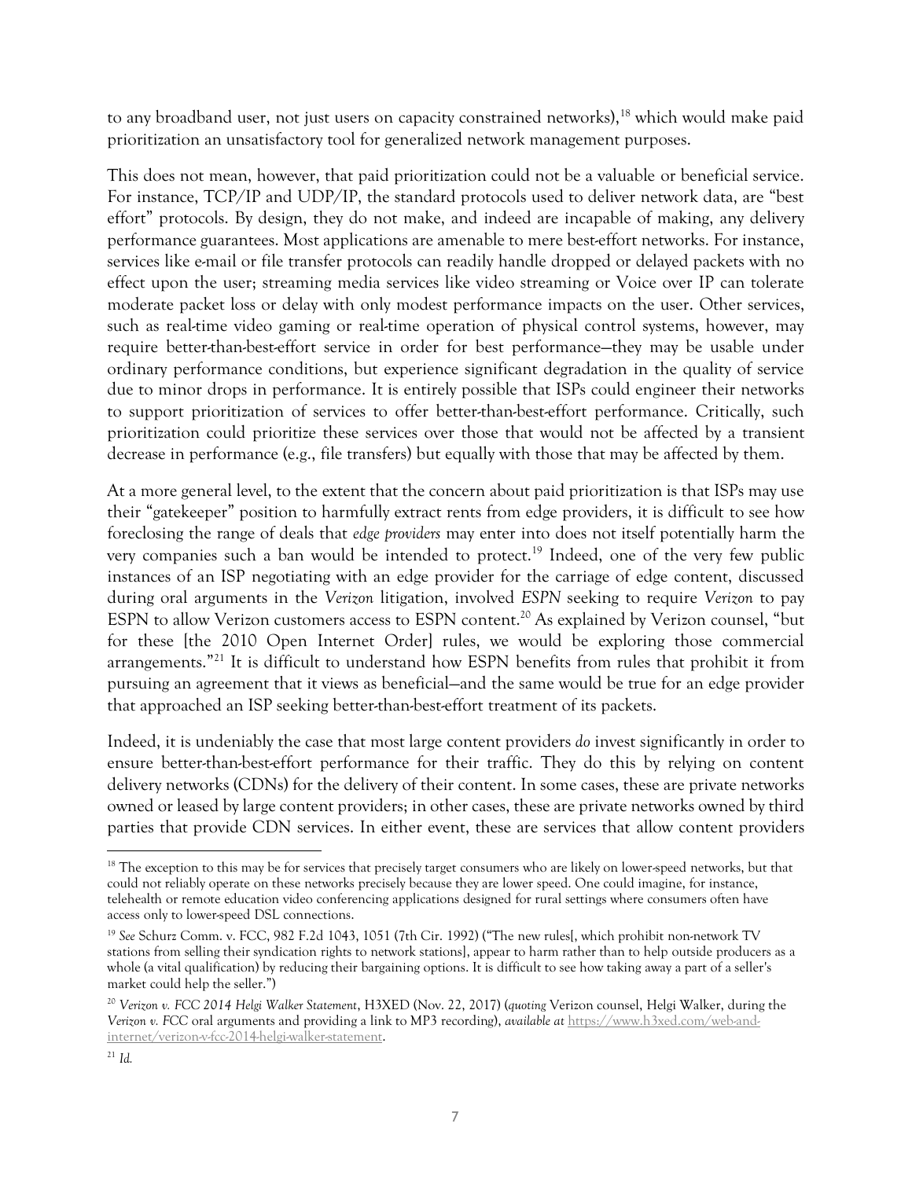to any broadband user, not just users on capacity constrained networks),[18] which would make paid prioritization an unsatisfactory tool for generalized network management purposes.

This does not mean, however, that paid prioritization could not be a valuable or beneficial service. For instance, TCP/IP and UDP/IP, the standard protocols used to deliver network data, are "best effort" protocols. By design, they do not make, and indeed are incapable of making, any delivery performance guarantees. Most applications are amenable to mere best-effort networks. For instance, services like e-mail or file transfer protocols can readily handle dropped or delayed packets with no effect upon the user; streaming media services like video streaming or Voice over IP can tolerate moderate packet loss or delay with only modest performance impacts on the user. Other services, such as real-time video gaming or real-time operation of physical control systems, however, may require better-than-best-effort service in order for best performance—they may be usable under ordinary performance conditions, but experience significant degradation in the quality of service due to minor drops in performance. It is entirely possible that ISPs could engineer their networks to support prioritization of services to offer better-than-best-effort performance. Critically, such prioritization could prioritize these services over those that would not be affected by a transient decrease in performance (e.g., file transfers) but equally with those that may be affected by them.

At a more general level, to the extent that the concern about paid prioritization is that ISPs may use their "gatekeeper" position to harmfully extract rents from edge providers, it is difficult to see how foreclosing the range of deals that *edge providers* may enter into does not itself potentially harm the very companies such a ban would be intended to protect.[19] Indeed, one of the very few public instances of an ISP negotiating with an edge provider for the carriage of edge content, discussed during oral arguments in the *Verizon* litigation, involved *ESPN* seeking to require *Verizon* to pay ESPN to allow Verizon customers access to ESPN content.[20] As explained by Verizon counsel, "but for these [the 2010 Open Internet Order] rules, we would be exploring those commercial arrangements."[21] It is difficult to understand how ESPN benefits from rules that prohibit it from pursuing an agreement that it views as beneficial—and the same would be true for an edge provider that approached an ISP seeking better-than-best-effort treatment of its packets.

Indeed, it is undeniably the case that most large content providers *do* invest significantly in order to ensure better-than-best-effort performance for their traffic. They do this by relying on content delivery networks (CDNs) for the delivery of their content. In some cases, these are private networks owned or leased by large content providers; in other cases, these are private networks owned by third parties that provide CDN services. In either event, these are services that allow content providers

---

[18] The exception to this may be for services that precisely target consumers who are likely on lower-speed networks, but that could not reliably operate on these networks precisely because they are lower speed. One could imagine, for instance, telehealth or remote education video conferencing applications designed for rural settings where consumers often have access only to lower-speed DSL connections.

[19] *See* Schurz Comm. v. FCC, 982 F.2d 1043, 1051 (7th Cir. 1992) ("The new rules[, which prohibit non-network TV stations from selling their syndication rights to network stations], appear to harm rather than to help outside producers as a whole (a vital qualification) by reducing their bargaining options. It is difficult to see how taking away a part of a seller's market could help the seller.")

[20] *Verizon v. FCC 2014 Helgi Walker Statement*, H3XED (Nov. 22, 2017) (*quoting* Verizon counsel, Helgi Walker, during the *Verizon v. FCC* oral arguments and providing a link to MP3 recording), *available at* https://www.h3xed.com/web-and-internet/verizon-v-fcc-2014-helgi-walker-statement.

[21] *Id.*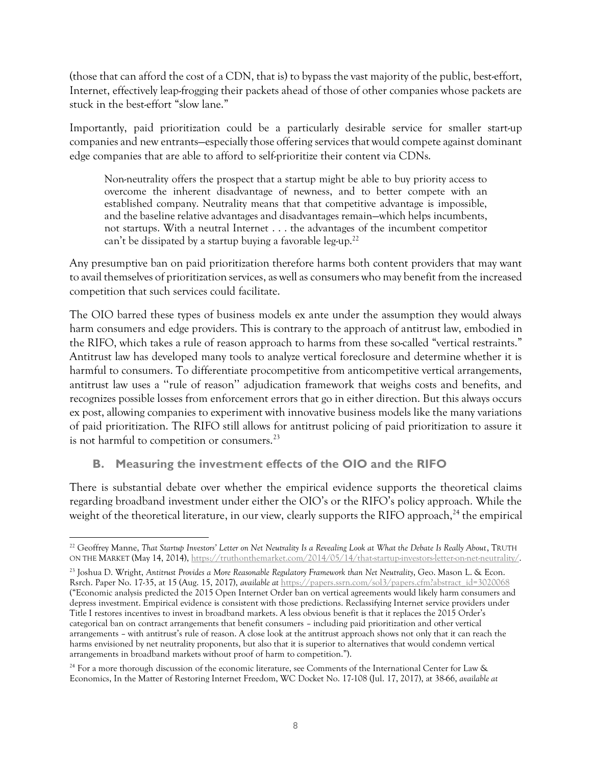(those that can afford the cost of a CDN, that is) to bypass the vast majority of the public, best-effort, Internet, effectively leap-frogging their packets ahead of those of other companies whose packets are stuck in the best-effort "slow lane."

Importantly, paid prioritization could be a particularly desirable service for smaller start-up companies and new entrants—especially those offering services that would compete against dominant edge companies that are able to afford to self-prioritize their content via CDNs.

> Non-neutrality offers the prospect that a startup might be able to buy priority access to overcome the inherent disadvantage of newness, and to better compete with an established company. Neutrality means that that competitive advantage is impossible, and the baseline relative advantages and disadvantages remain—which helps incumbents, not startups. With a neutral Internet . . . the advantages of the incumbent competitor can't be dissipated by a startup buying a favorable leg-up.[22]

Any presumptive ban on paid prioritization therefore harms both content providers that may want to avail themselves of prioritization services, as well as consumers who may benefit from the increased competition that such services could facilitate.

The OIO barred these types of business models ex ante under the assumption they would always harm consumers and edge providers. This is contrary to the approach of antitrust law, embodied in the RIFO, which takes a rule of reason approach to harms from these so-called "vertical restraints." Antitrust law has developed many tools to analyze vertical foreclosure and determine whether it is harmful to consumers. To differentiate procompetitive from anticompetitive vertical arrangements, antitrust law uses a ''rule of reason'' adjudication framework that weighs costs and benefits, and recognizes possible losses from enforcement errors that go in either direction. But this always occurs ex post, allowing companies to experiment with innovative business models like the many variations of paid prioritization. The RIFO still allows for antitrust policing of paid prioritization to assure it is not harmful to competition or consumers.[23]

### B. Measuring the investment effects of the OIO and the RIFO

There is substantial debate over whether the empirical evidence supports the theoretical claims regarding broadband investment under either the OIO's or the RIFO's policy approach. While the weight of the theoretical literature, in our view, clearly supports the RIFO approach,[24] the empirical

---

[22] Geoffrey Manne, *That Startup Investors' Letter on Net Neutrality Is a Revealing Look at What the Debate Is Really About*, TRUTH ON THE MARKET (May 14, 2014), https://truthonthemarket.com/2014/05/14/that-startup-investors-letter-on-net-neutrality/.

[23] Joshua D. Wright, *Antitrust Provides a More Reasonable Regulatory Framework than Net Neutrality*, Geo. Mason L. & Econ. Rsrch. Paper No. 17-35, at 15 (Aug. 15, 2017), *available at* https://papers.ssrn.com/sol3/papers.cfm?abstract_id=3020068 ("Economic analysis predicted the 2015 Open Internet Order ban on vertical agreements would likely harm consumers and depress investment. Empirical evidence is consistent with those predictions. Reclassifying Internet service providers under Title I restores incentives to invest in broadband markets. A less obvious benefit is that it replaces the 2015 Order's categorical ban on contract arrangements that benefit consumers – including paid prioritization and other vertical arrangements – with antitrust's rule of reason. A close look at the antitrust approach shows not only that it can reach the harms envisioned by net neutrality proponents, but also that it is superior to alternatives that would condemn vertical arrangements in broadband markets without proof of harm to competition.").

[24] For a more thorough discussion of the economic literature, see Comments of the International Center for Law & Economics, In the Matter of Restoring Internet Freedom, WC Docket No. 17-108 (Jul. 17, 2017), at 38-66, *available at*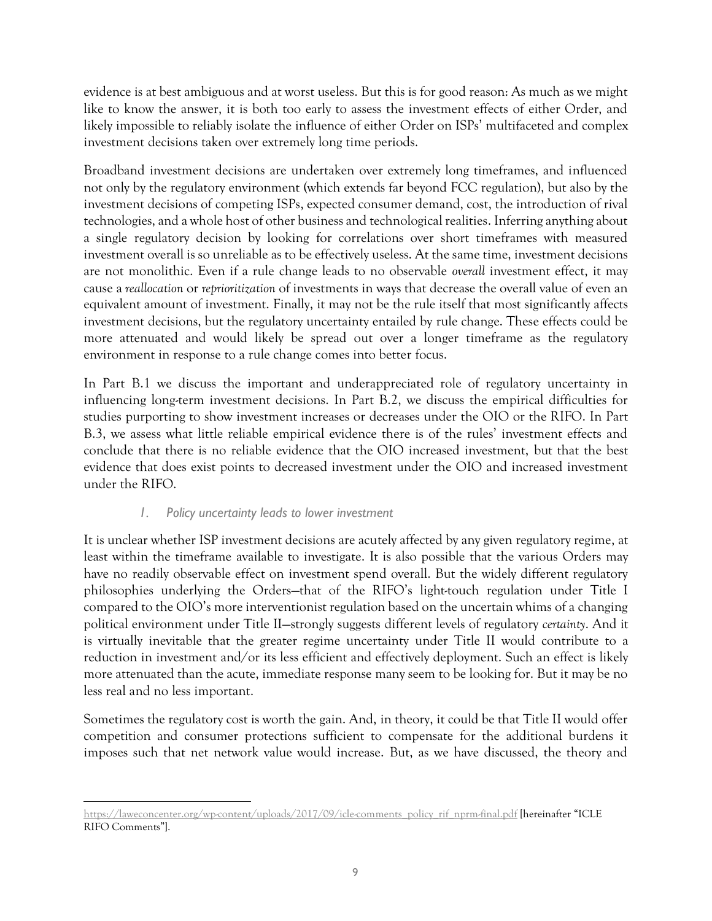evidence is at best ambiguous and at worst useless. But this is for good reason: As much as we might like to know the answer, it is both too early to assess the investment effects of either Order, and likely impossible to reliably isolate the influence of either Order on ISPs' multifaceted and complex investment decisions taken over extremely long time periods.

Broadband investment decisions are undertaken over extremely long timeframes, and influenced not only by the regulatory environment (which extends far beyond FCC regulation), but also by the investment decisions of competing ISPs, expected consumer demand, cost, the introduction of rival technologies, and a whole host of other business and technological realities. Inferring anything about a single regulatory decision by looking for correlations over short timeframes with measured investment overall is so unreliable as to be effectively useless. At the same time, investment decisions are not monolithic. Even if a rule change leads to no observable *overall* investment effect, it may cause a *reallocation* or *reprioritization* of investments in ways that decrease the overall value of even an equivalent amount of investment. Finally, it may not be the rule itself that most significantly affects investment decisions, but the regulatory uncertainty entailed by rule change. These effects could be more attenuated and would likely be spread out over a longer timeframe as the regulatory environment in response to a rule change comes into better focus.

In Part B.1 we discuss the important and underappreciated role of regulatory uncertainty in influencing long-term investment decisions. In Part B.2, we discuss the empirical difficulties for studies purporting to show investment increases or decreases under the OIO or the RIFO. In Part B.3, we assess what little reliable empirical evidence there is of the rules' investment effects and conclude that there is no reliable evidence that the OIO increased investment, but that the best evidence that does exist points to decreased investment under the OIO and increased investment under the RIFO.

### *1. Policy uncertainty leads to lower investment*

It is unclear whether ISP investment decisions are acutely affected by any given regulatory regime, at least within the timeframe available to investigate. It is also possible that the various Orders may have no readily observable effect on investment spend overall. But the widely different regulatory philosophies underlying the Orders—that of the RIFO's light-touch regulation under Title I compared to the OIO's more interventionist regulation based on the uncertain whims of a changing political environment under Title II—strongly suggests different levels of regulatory *certainty*. And it is virtually inevitable that the greater regime uncertainty under Title II would contribute to a reduction in investment and/or its less efficient and effectively deployment. Such an effect is likely more attenuated than the acute, immediate response many seem to be looking for. But it may be no less real and no less important.

Sometimes the regulatory cost is worth the gain. And, in theory, it could be that Title II would offer competition and consumer protections sufficient to compensate for the additional burdens it imposes such that net network value would increase. But, as we have discussed, the theory and

---

https://laweconcenter.org/wp-content/uploads/2017/09/icle-comments_policy_rif_nprm-final.pdf [hereinafter "ICLE RIFO Comments"].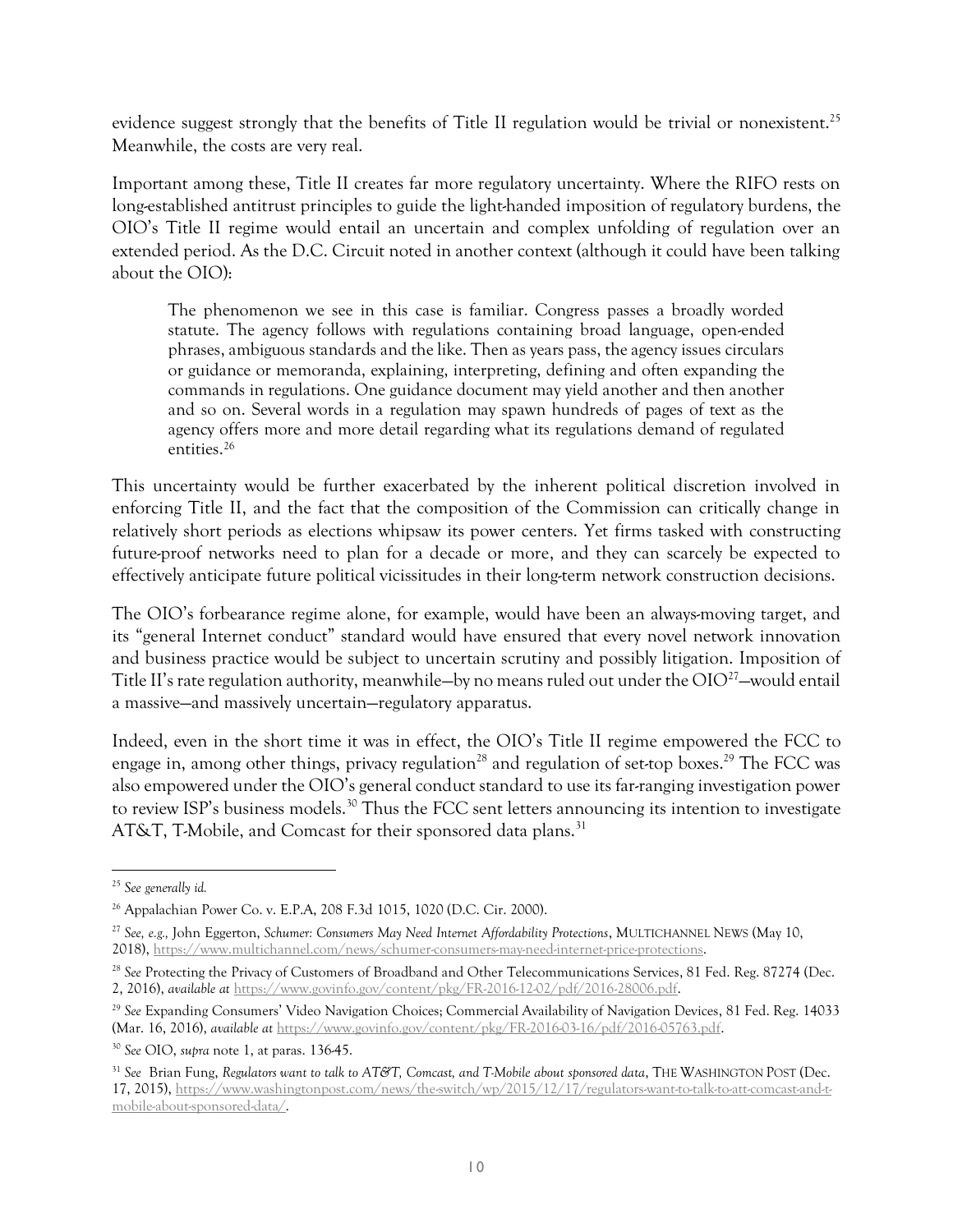evidence suggest strongly that the benefits of Title II regulation would be trivial or nonexistent.[25] Meanwhile, the costs are very real.

Important among these, Title II creates far more regulatory uncertainty. Where the RIFO rests on long-established antitrust principles to guide the light-handed imposition of regulatory burdens, the OIO's Title II regime would entail an uncertain and complex unfolding of regulation over an extended period. As the D.C. Circuit noted in another context (although it could have been talking about the OIO):

> The phenomenon we see in this case is familiar. Congress passes a broadly worded statute. The agency follows with regulations containing broad language, open-ended phrases, ambiguous standards and the like. Then as years pass, the agency issues circulars or guidance or memoranda, explaining, interpreting, defining and often expanding the commands in regulations. One guidance document may yield another and then another and so on. Several words in a regulation may spawn hundreds of pages of text as the agency offers more and more detail regarding what its regulations demand of regulated entities.[26]

This uncertainty would be further exacerbated by the inherent political discretion involved in enforcing Title II, and the fact that the composition of the Commission can critically change in relatively short periods as elections whipsaw its power centers. Yet firms tasked with constructing future-proof networks need to plan for a decade or more, and they can scarcely be expected to effectively anticipate future political vicissitudes in their long-term network construction decisions.

The OIO's forbearance regime alone, for example, would have been an always-moving target, and its "general Internet conduct" standard would have ensured that every novel network innovation and business practice would be subject to uncertain scrutiny and possibly litigation. Imposition of Title II's rate regulation authority, meanwhile—by no means ruled out under the OIO[27]—would entail a massive—and massively uncertain—regulatory apparatus.

Indeed, even in the short time it was in effect, the OIO's Title II regime empowered the FCC to engage in, among other things, privacy regulation[28] and regulation of set-top boxes.[29] The FCC was also empowered under the OIO's general conduct standard to use its far-ranging investigation power to review ISP's business models.[30] Thus the FCC sent letters announcing its intention to investigate AT&T, T-Mobile, and Comcast for their sponsored data plans.[31]

---

[25] *See generally id.*

[26] Appalachian Power Co. v. E.P.A, 208 F.3d 1015, 1020 (D.C. Cir. 2000).

[27] *See, e.g.,* John Eggerton, *Schumer: Consumers May Need Internet Affordability Protections*, MULTICHANNEL NEWS (May 10, 2018), https://www.multichannel.com/news/schumer-consumers-may-need-internet-price-protections.

[28] *See* Protecting the Privacy of Customers of Broadband and Other Telecommunications Services, 81 Fed. Reg. 87274 (Dec. 2, 2016), *available at* https://www.govinfo.gov/content/pkg/FR-2016-12-02/pdf/2016-28006.pdf.

[29] *See* Expanding Consumers' Video Navigation Choices; Commercial Availability of Navigation Devices, 81 Fed. Reg. 14033 (Mar. 16, 2016), *available at* https://www.govinfo.gov/content/pkg/FR-2016-03-16/pdf/2016-05763.pdf.

[30] *See* OIO, *supra* note 1, at paras. 136-45.

[31] *See* Brian Fung, *Regulators want to talk to AT&T, Comcast, and T-Mobile about sponsored data*, THE WASHINGTON POST (Dec. 17, 2015), https://www.washingtonpost.com/news/the-switch/wp/2015/12/17/regulators-want-to-talk-to-att-comcast-and-t-mobile-about-sponsored-data/.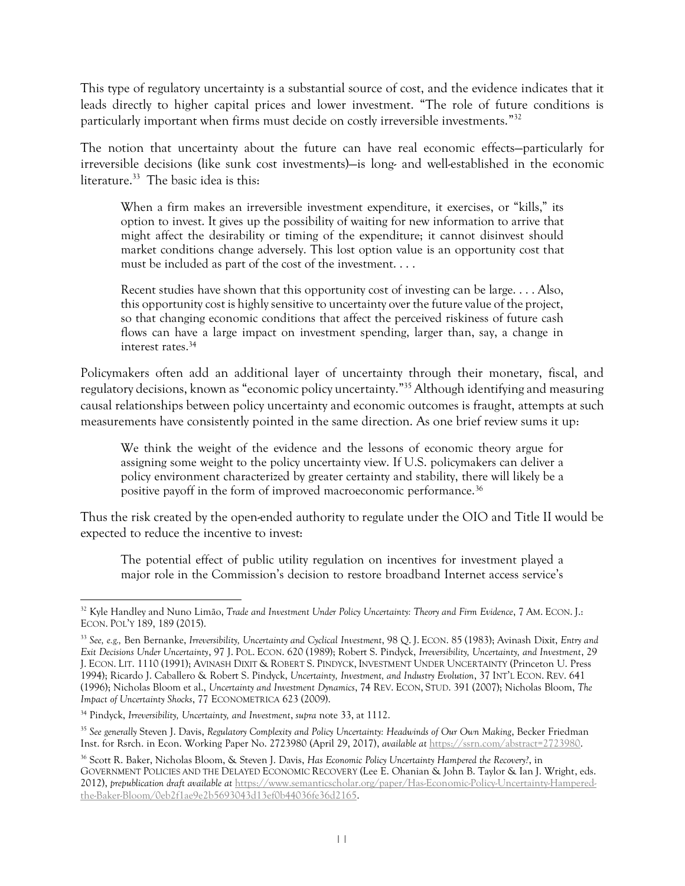This type of regulatory uncertainty is a substantial source of cost, and the evidence indicates that it leads directly to higher capital prices and lower investment. "The role of future conditions is particularly important when firms must decide on costly irreversible investments."[32]

The notion that uncertainty about the future can have real economic effects—particularly for irreversible decisions (like sunk cost investments)—is long- and well-established in the economic literature.[33] The basic idea is this:

> When a firm makes an irreversible investment expenditure, it exercises, or "kills," its option to invest. It gives up the possibility of waiting for new information to arrive that might affect the desirability or timing of the expenditure; it cannot disinvest should market conditions change adversely. This lost option value is an opportunity cost that must be included as part of the cost of the investment. . . .
>
> Recent studies have shown that this opportunity cost of investing can be large. . . . Also, this opportunity cost is highly sensitive to uncertainty over the future value of the project, so that changing economic conditions that affect the perceived riskiness of future cash flows can have a large impact on investment spending, larger than, say, a change in interest rates.[34]

Policymakers often add an additional layer of uncertainty through their monetary, fiscal, and regulatory decisions, known as "economic policy uncertainty."[35] Although identifying and measuring causal relationships between policy uncertainty and economic outcomes is fraught, attempts at such measurements have consistently pointed in the same direction. As one brief review sums it up:

> We think the weight of the evidence and the lessons of economic theory argue for assigning some weight to the policy uncertainty view. If U.S. policymakers can deliver a policy environment characterized by greater certainty and stability, there will likely be a positive payoff in the form of improved macroeconomic performance.[36]

Thus the risk created by the open-ended authority to regulate under the OIO and Title II would be expected to reduce the incentive to invest:

> The potential effect of public utility regulation on incentives for investment played a major role in the Commission's decision to restore broadband Internet access service's

---

[32] Kyle Handley and Nuno Limão, *Trade and Investment Under Policy Uncertainty: Theory and Firm Evidence*, 7 AM. ECON. J.: ECON. POL'Y 189, 189 (2015).

[33] *See, e.g.,* Ben Bernanke, *Irreversibility, Uncertainty and Cyclical Investment*, 98 Q. J. ECON. 85 (1983); Avinash Dixit, *Entry and Exit Decisions Under Uncertainty*, 97 J. POL. ECON. 620 (1989); Robert S. Pindyck, *Irreversibility, Uncertainty, and Investment*, 29 J. ECON. LIT. 1110 (1991); AVINASH DIXIT & ROBERT S. PINDYCK, INVESTMENT UNDER UNCERTAINTY (Princeton U. Press 1994); Ricardo J. Caballero & Robert S. Pindyck, *Uncertainty, Investment, and Industry Evolution*, 37 INT'L ECON. REV. 641 (1996); Nicholas Bloom et al., *Uncertainty and Investment Dynamics*, 74 REV. ECON, STUD. 391 (2007); Nicholas Bloom, *The Impact of Uncertainty Shocks*, 77 ECONOMETRICA 623 (2009).

[34] Pindyck, *Irreversibility, Uncertainty, and Investment*, *supra* note 33, at 1112.

[35] *See generally* Steven J. Davis, *Regulatory Complexity and Policy Uncertainty: Headwinds of Our Own Making*, Becker Friedman Inst. for Rsrch. in Econ. Working Paper No. 2723980 (April 29, 2017), *available at* https://ssrn.com/abstract=2723980.

[36] Scott R. Baker, Nicholas Bloom, & Steven J. Davis, *Has Economic Policy Uncertainty Hampered the Recovery?*, in GOVERNMENT POLICIES AND THE DELAYED ECONOMIC RECOVERY (Lee E. Ohanian & John B. Taylor & Ian J. Wright, eds. 2012), *prepublication draft available at* https://www.semanticscholar.org/paper/Has-Economic-Policy-Uncertainty-Hampered-the-Baker-Bloom/0eb2f1ae9e2b5693043d13ef0b44036fe36d2165.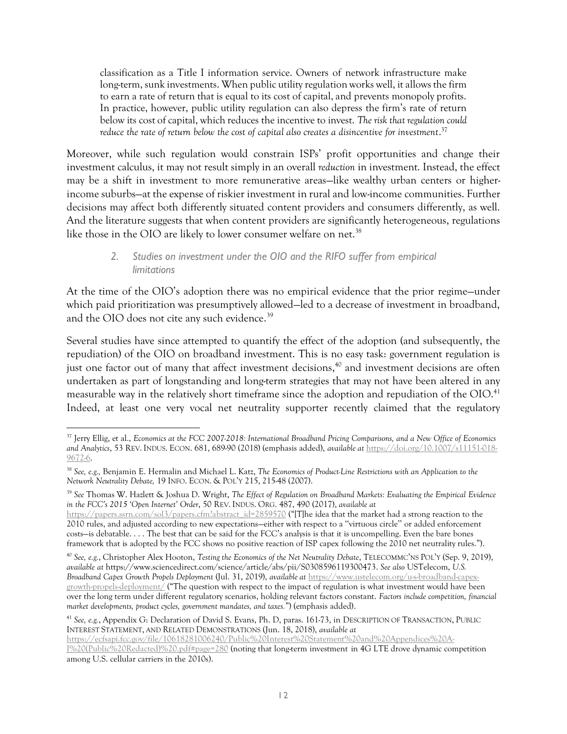classification as a Title I information service. Owners of network infrastructure make long-term, sunk investments. When public utility regulation works well, it allows the firm to earn a rate of return that is equal to its cost of capital, and prevents monopoly profits. In practice, however, public utility regulation can also depress the firm's rate of return below its cost of capital, which reduces the incentive to invest. *The risk that regulation could reduce the rate of return below the cost of capital also creates a disincentive for investment*.[37]

Moreover, while such regulation would constrain ISPs' profit opportunities and change their investment calculus, it may not result simply in an overall *reduction* in investment. Instead, the effect may be a shift in investment to more remunerative areas—like wealthy urban centers or higher-income suburbs—at the expense of riskier investment in rural and low-income communities. Further decisions may affect both differently situated content providers and consumers differently, as well. And the literature suggests that when content providers are significantly heterogeneous, regulations like those in the OIO are likely to lower consumer welfare on net.[38]

### 2. *Studies on investment under the OIO and the RIFO suffer from empirical limitations*

At the time of the OIO's adoption there was no empirical evidence that the prior regime—under which paid prioritization was presumptively allowed—led to a decrease of investment in broadband, and the OIO does not cite any such evidence.[39]

Several studies have since attempted to quantify the effect of the adoption (and subsequently, the repudiation) of the OIO on broadband investment. This is no easy task: government regulation is just one factor out of many that affect investment decisions,[40] and investment decisions are often undertaken as part of longstanding and long-term strategies that may not have been altered in any measurable way in the relatively short timeframe since the adoption and repudiation of the OIO.[41] Indeed, at least one very vocal net neutrality supporter recently claimed that the regulatory

---

[37] Jerry Ellig, et al., *Economics at the FCC 2007-2018: International Broadband Pricing Comparisons, and a New Office of Economics and Analytics*, 53 REV. INDUS. ECON. 681, 689-90 (2018) (emphasis added), *available at* https://doi.org/10.1007/s11151-018-9672-6.

[38] *See, e.g.,* Benjamin E. Hermalin and Michael L. Katz, *The Economics of Product-Line Restrictions with an Application to the Network Neutrality Debate,* 19 INFO. ECON. & POL'Y 215, 215-48 (2007).

[39] *See* Thomas W. Hazlett & Joshua D. Wright, *The Effect of Regulation on Broadband Markets: Evaluating the Empirical Evidence in the FCC's 2015 'Open Internet' Order*, 50 REV. INDUS. ORG. 487, 490 (2017), *available at* https://papers.ssrn.com/sol3/papers.cfm?abstract_id=2859570 ("[T]he idea that the market had a strong reaction to the 2010 rules, and adjusted according to new expectations—either with respect to a "virtuous circle" or added enforcement costs—is debatable. . . . The best that can be said for the FCC's analysis is that it is uncompelling. Even the bare bones framework that is adopted by the FCC shows no positive reaction of ISP capex following the 2010 net neutrality rules.").

[40] *See, e.g.*, Christopher Alex Hooton, *Testing the Economics of the Net Neutrality Debate*, TELECOMMC'NS POL'Y (Sep. 9, 2019), *available at* https://www.sciencedirect.com/science/article/abs/pii/S0308596119300473. *See also* USTelecom, *U.S. Broadband Capex Growth Propels Deployment* (Jul. 31, 2019), *available at* https://www.ustelecom.org/u-s-broadband-capex-growth-propels-deployment/ ("The question with respect to the impact of regulation is what investment would have been over the long term under different regulatory scenarios, holding relevant factors constant. *Factors include competition, financial market developments, product cycles, government mandates, and taxes.*") (emphasis added).

[41] *See, e.g.*, Appendix G: Declaration of David S. Evans, Ph. D, paras. 161-73, in DESCRIPTION OF TRANSACTION, PUBLIC INTEREST STATEMENT, AND RELATED DEMONSTRATIONS (Jun. 18, 2018), *available at* https://ecfsapi.fcc.gov/file/10618281006240/Public%20Interest%20Statement%20and%20Appendices%20A-J%20(Public%20Redacted)%20.pdf#page=280 (noting that long-term investment in 4G LTE drove dynamic competition among U.S. cellular carriers in the 2010s).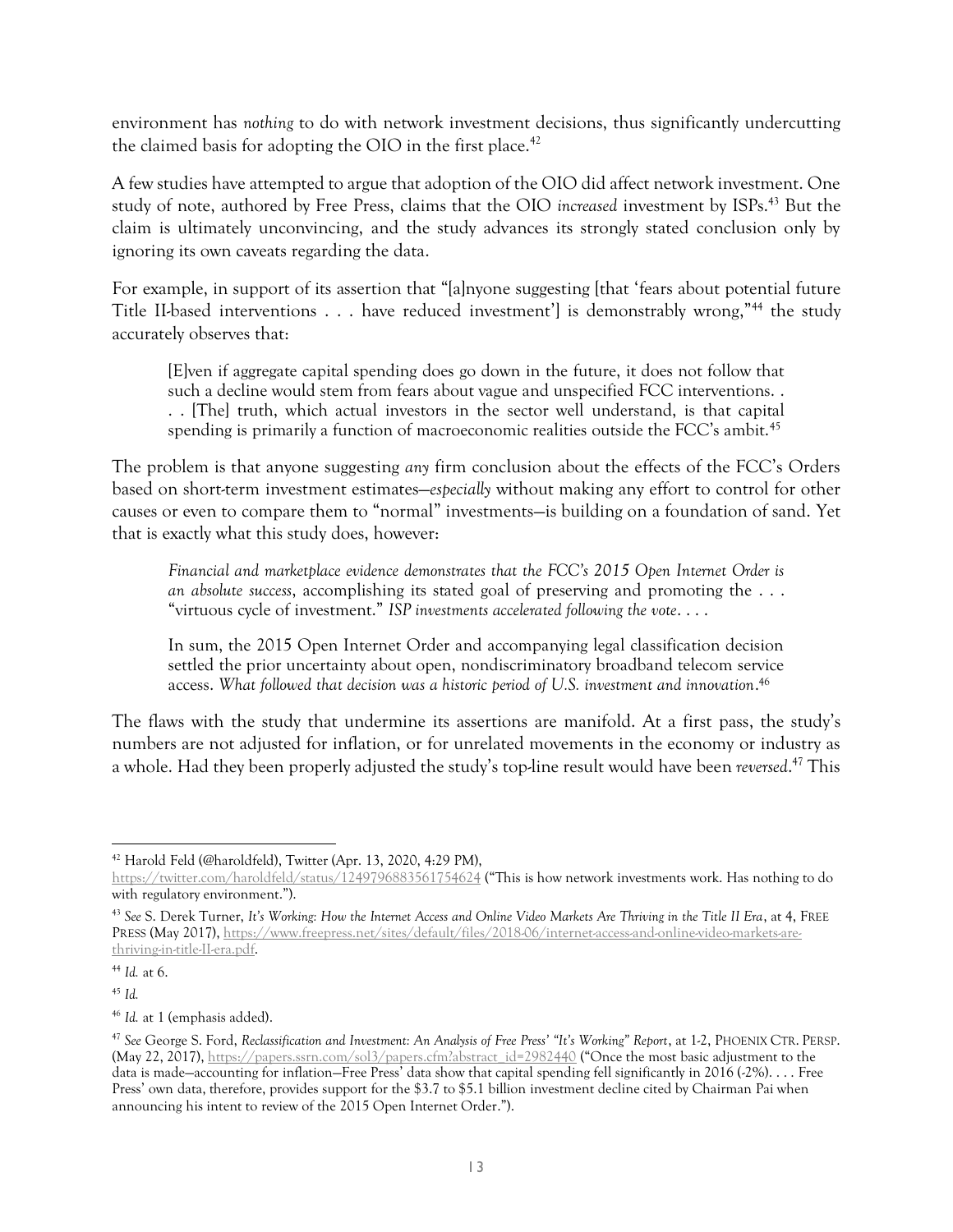environment has *nothing* to do with network investment decisions, thus significantly undercutting the claimed basis for adopting the OIO in the first place.[42]

A few studies have attempted to argue that adoption of the OIO did affect network investment. One study of note, authored by Free Press, claims that the OIO *increased* investment by ISPs.[43] But the claim is ultimately unconvincing, and the study advances its strongly stated conclusion only by ignoring its own caveats regarding the data.

For example, in support of its assertion that "[a]nyone suggesting [that 'fears about potential future Title II-based interventions . . . have reduced investment'] is demonstrably wrong,"[44] the study accurately observes that:

> [E]ven if aggregate capital spending does go down in the future, it does not follow that such a decline would stem from fears about vague and unspecified FCC interventions. . . . [The] truth, which actual investors in the sector well understand, is that capital spending is primarily a function of macroeconomic realities outside the FCC's ambit.[45]

The problem is that anyone suggesting *any* firm conclusion about the effects of the FCC's Orders based on short-term investment estimates—*especially* without making any effort to control for other causes or even to compare them to "normal" investments—is building on a foundation of sand. Yet that is exactly what this study does, however:

> *Financial and marketplace evidence demonstrates that the FCC's 2015 Open Internet Order is an absolute success*, accomplishing its stated goal of preserving and promoting the . . . "virtuous cycle of investment." *ISP investments accelerated following the vote*. . . .
>
> In sum, the 2015 Open Internet Order and accompanying legal classification decision settled the prior uncertainty about open, nondiscriminatory broadband telecom service access. *What followed that decision was a historic period of U.S. investment and innovation*.[46]

The flaws with the study that undermine its assertions are manifold. At a first pass, the study's numbers are not adjusted for inflation, or for unrelated movements in the economy or industry as a whole. Had they been properly adjusted the study's top-line result would have been *reversed*.[47] This

---

[42] Harold Feld (@haroldfeld), Twitter (Apr. 13, 2020, 4:29 PM), https://twitter.com/haroldfeld/status/1249796883561754624 ("This is how network investments work. Has nothing to do with regulatory environment.").

[43] *See* S. Derek Turner, *It's Working: How the Internet Access and Online Video Markets Are Thriving in the Title II Era*, at 4, FREE PRESS (May 2017), https://www.freepress.net/sites/default/files/2018-06/internet-access-and-online-video-markets-are-thriving-in-title-II-era.pdf.

[44] *Id.* at 6.

[45] *Id.*

[46] *Id.* at 1 (emphasis added).

[47] *See* George S. Ford, *Reclassification and Investment: An Analysis of Free Press' "It's Working" Report*, at 1-2, PHOENIX CTR. PERSP. (May 22, 2017), https://papers.ssrn.com/sol3/papers.cfm?abstract_id=2982440 ("Once the most basic adjustment to the data is made—accounting for inflation—Free Press' data show that capital spending fell significantly in 2016 (-2%). . . . Free Press' own data, therefore, provides support for the $3.7 to $5.1 billion investment decline cited by Chairman Pai when announcing his intent to review of the 2015 Open Internet Order.").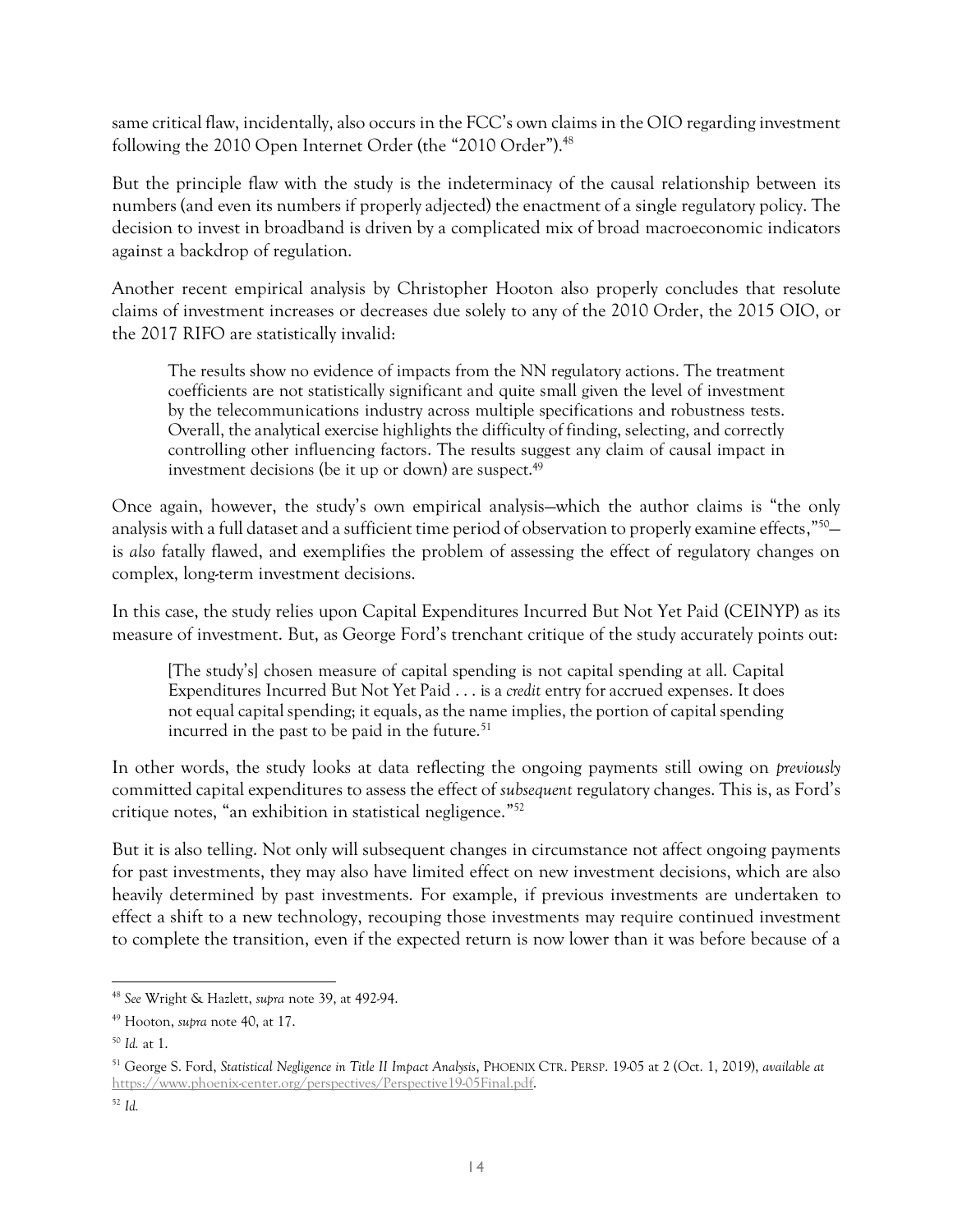same critical flaw, incidentally, also occurs in the FCC's own claims in the OIO regarding investment following the 2010 Open Internet Order (the "2010 Order").[48]

But the principle flaw with the study is the indeterminacy of the causal relationship between its numbers (and even its numbers if properly adjected) the enactment of a single regulatory policy. The decision to invest in broadband is driven by a complicated mix of broad macroeconomic indicators against a backdrop of regulation.

Another recent empirical analysis by Christopher Hooton also properly concludes that resolute claims of investment increases or decreases due solely to any of the 2010 Order, the 2015 OIO, or the 2017 RIFO are statistically invalid:

> The results show no evidence of impacts from the NN regulatory actions. The treatment coefficients are not statistically significant and quite small given the level of investment by the telecommunications industry across multiple specifications and robustness tests. Overall, the analytical exercise highlights the difficulty of finding, selecting, and correctly controlling other influencing factors. The results suggest any claim of causal impact in investment decisions (be it up or down) are suspect.[49]

Once again, however, the study's own empirical analysis—which the author claims is "the only analysis with a full dataset and a sufficient time period of observation to properly examine effects,"[50]—is *also* fatally flawed, and exemplifies the problem of assessing the effect of regulatory changes on complex, long-term investment decisions.

In this case, the study relies upon Capital Expenditures Incurred But Not Yet Paid (CEINYP) as its measure of investment. But, as George Ford's trenchant critique of the study accurately points out:

> [The study's] chosen measure of capital spending is not capital spending at all. Capital Expenditures Incurred But Not Yet Paid . . . is a *credit* entry for accrued expenses. It does not equal capital spending; it equals, as the name implies, the portion of capital spending incurred in the past to be paid in the future.[51]

In other words, the study looks at data reflecting the ongoing payments still owing on *previously* committed capital expenditures to assess the effect of *subsequent* regulatory changes. This is, as Ford's critique notes, "an exhibition in statistical negligence."[52]

But it is also telling. Not only will subsequent changes in circumstance not affect ongoing payments for past investments, they may also have limited effect on new investment decisions, which are also heavily determined by past investments. For example, if previous investments are undertaken to effect a shift to a new technology, recouping those investments may require continued investment to complete the transition, even if the expected return is now lower than it was before because of a

---

[48] *See* Wright & Hazlett, *supra* note 39, at 492-94.

[49] Hooton, *supra* note 40, at 17.

[50] *Id.* at 1.

[51] George S. Ford, *Statistical Negligence in Title II Impact Analysis*, PHOENIX CTR. PERSP. 19-05 at 2 (Oct. 1, 2019), *available at* https://www.phoenix-center.org/perspectives/Perspective19-05Final.pdf.

[52] *Id.*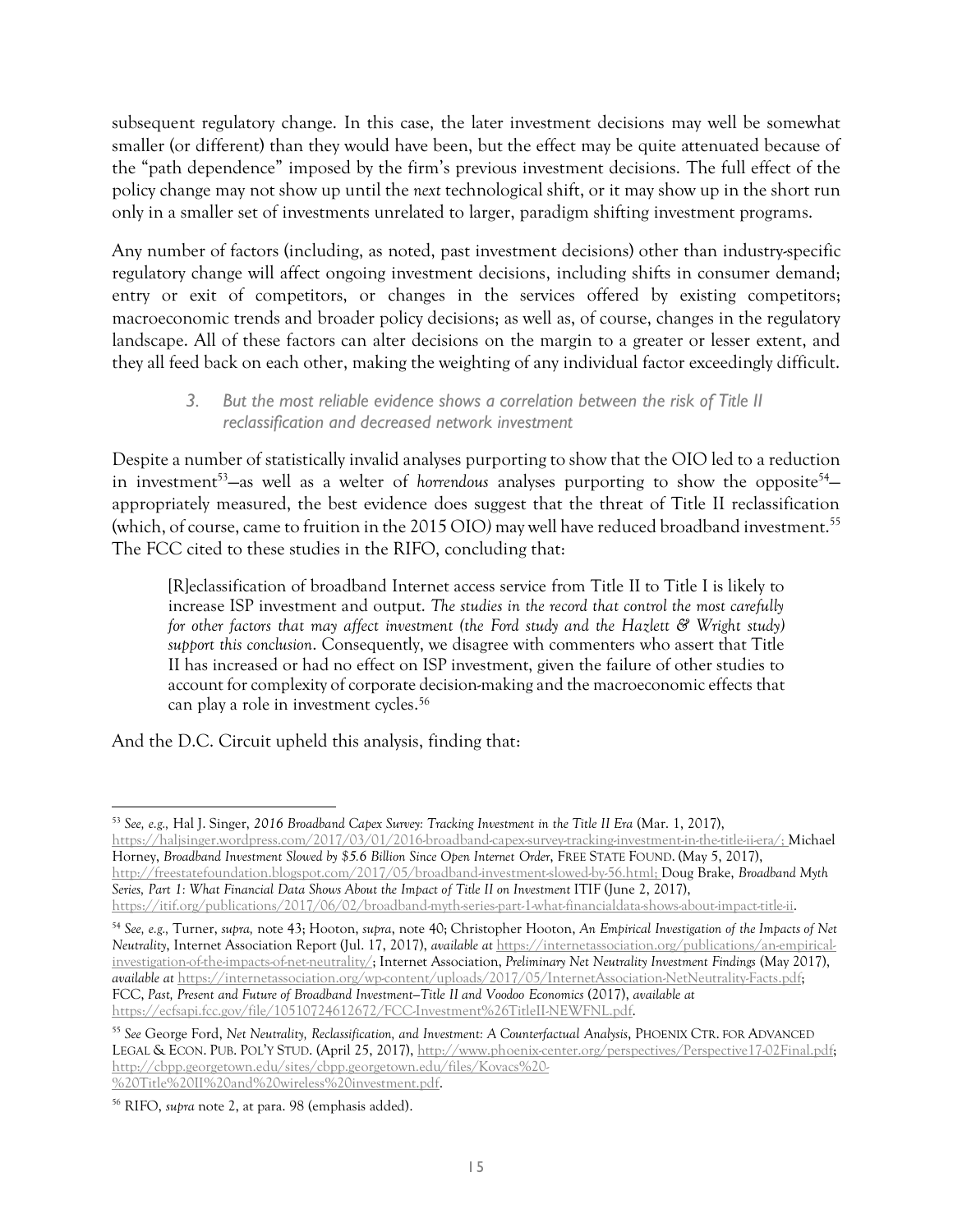subsequent regulatory change. In this case, the later investment decisions may well be somewhat smaller (or different) than they would have been, but the effect may be quite attenuated because of the "path dependence" imposed by the firm's previous investment decisions. The full effect of the policy change may not show up until the *next* technological shift, or it may show up in the short run only in a smaller set of investments unrelated to larger, paradigm shifting investment programs.

Any number of factors (including, as noted, past investment decisions) other than industry-specific regulatory change will affect ongoing investment decisions, including shifts in consumer demand; entry or exit of competitors, or changes in the services offered by existing competitors; macroeconomic trends and broader policy decisions; as well as, of course, changes in the regulatory landscape. All of these factors can alter decisions on the margin to a greater or lesser extent, and they all feed back on each other, making the weighting of any individual factor exceedingly difficult.

### *3. But the most reliable evidence shows a correlation between the risk of Title II reclassification and decreased network investment*

Despite a number of statistically invalid analyses purporting to show that the OIO led to a reduction in investment[53]—as well as a welter of *horrendous* analyses purporting to show the opposite[54]—appropriately measured, the best evidence does suggest that the threat of Title II reclassification (which, of course, came to fruition in the 2015 OIO) may well have reduced broadband investment.[55] The FCC cited to these studies in the RIFO, concluding that:

> [R]eclassification of broadband Internet access service from Title II to Title I is likely to increase ISP investment and output. *The studies in the record that control the most carefully for other factors that may affect investment (the Ford study and the Hazlett & Wright study) support this conclusion*. Consequently, we disagree with commenters who assert that Title II has increased or had no effect on ISP investment, given the failure of other studies to account for complexity of corporate decision-making and the macroeconomic effects that can play a role in investment cycles.[56]

And the D.C. Circuit upheld this analysis, finding that:

---

[53] *See, e.g.,* Hal J. Singer, *2016 Broadband Capex Survey: Tracking Investment in the Title II Era* (Mar. 1, 2017), https://haljsinger.wordpress.com/2017/03/01/2016-broadband-capex-survey-tracking-investment-in-the-title-ii-era/; Michael Horney, *Broadband Investment Slowed by $5.6 Billion Since Open Internet Order*, FREE STATE FOUND. (May 5, 2017), http://freestatefoundation.blogspot.com/2017/05/broadband-investment-slowed-by-56.html; Doug Brake, *Broadband Myth Series, Part 1: What Financial Data Shows About the Impact of Title II on Investment* ITIF (June 2, 2017), https://itif.org/publications/2017/06/02/broadband-myth-series-part-1-what-financialdata-shows-about-impact-title-ii.

[54] *See, e.g.,* Turner, *supra*, note 43; Hooton, *supra*, note 40; Christopher Hooton, *An Empirical Investigation of the Impacts of Net Neutrality*, Internet Association Report (Jul. 17, 2017), *available at* https://internetassociation.org/publications/an-empirical-investigation-of-the-impacts-of-net-neutrality/; Internet Association, *Preliminary Net Neutrality Investment Findings* (May 2017), *available at* https://internetassociation.org/wp-content/uploads/2017/05/InternetAssociation-NetNeutrality-Facts.pdf; FCC, *Past, Present and Future of Broadband Investment—Title II and Voodoo Economics* (2017), *available at* https://ecfsapi.fcc.gov/file/10510724612672/FCC-Investment%26TitleII-NEWFNL.pdf.

[55] *See* George Ford, *Net Neutrality, Reclassification, and Investment: A Counterfactual Analysis*, PHOENIX CTR. FOR ADVANCED LEGAL & ECON. PUB. POL'Y STUD. (April 25, 2017), http://www.phoenix-center.org/perspectives/Perspective17-02Final.pdf; http://cbpp.georgetown.edu/sites/cbpp.georgetown.edu/files/Kovacs%20-%20Title%20II%20and%20wireless%20investment.pdf.

[56] RIFO, *supra* note 2, at para. 98 (emphasis added).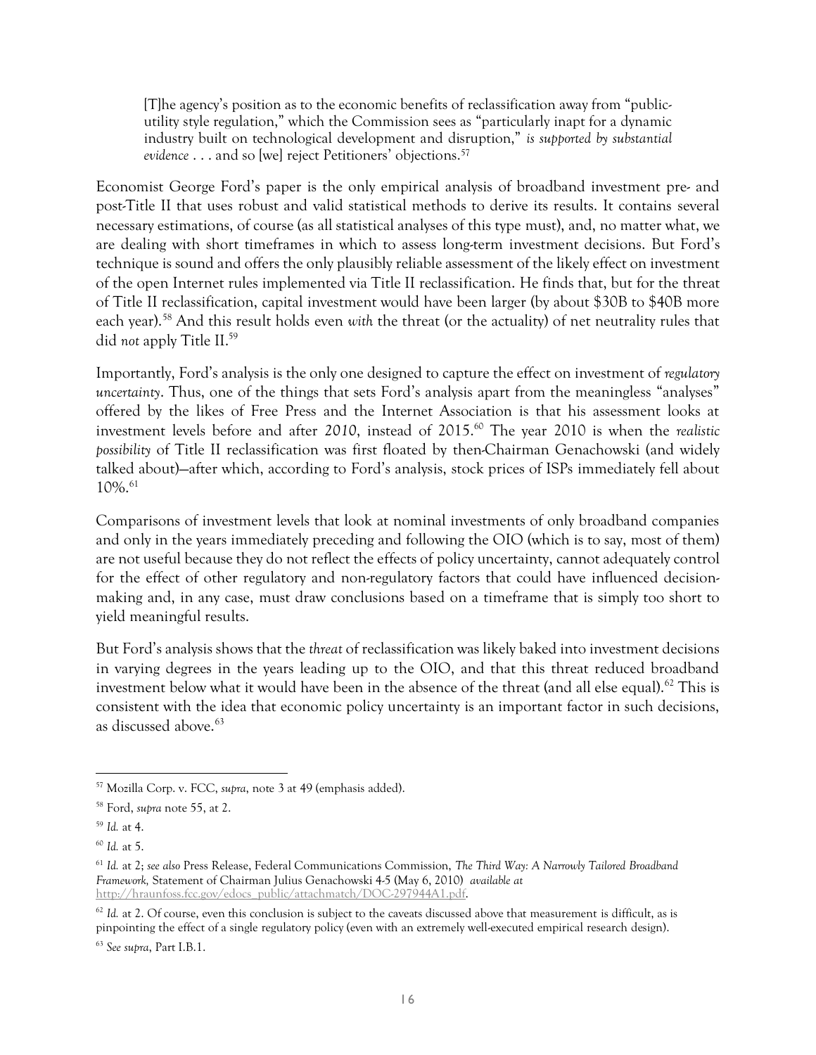> [T]he agency's position as to the economic benefits of reclassification away from "public-utility style regulation," which the Commission sees as "particularly inapt for a dynamic industry built on technological development and disruption," *is supported by substantial evidence* . . . and so [we] reject Petitioners' objections.[57]

Economist George Ford's paper is the only empirical analysis of broadband investment pre- and post-Title II that uses robust and valid statistical methods to derive its results. It contains several necessary estimations, of course (as all statistical analyses of this type must), and, no matter what, we are dealing with short timeframes in which to assess long-term investment decisions. But Ford's technique is sound and offers the only plausibly reliable assessment of the likely effect on investment of the open Internet rules implemented via Title II reclassification. He finds that, but for the threat of Title II reclassification, capital investment would have been larger (by about $30B to $40B more each year).[58] And this result holds even *with* the threat (or the actuality) of net neutrality rules that did *not* apply Title II.[59]

Importantly, Ford's analysis is the only one designed to capture the effect on investment of *regulatory uncertainty*. Thus, one of the things that sets Ford's analysis apart from the meaningless "analyses" offered by the likes of Free Press and the Internet Association is that his assessment looks at investment levels before and after *2010*, instead of 2015.[60] The year 2010 is when the *realistic possibility* of Title II reclassification was first floated by then-Chairman Genachowski (and widely talked about)—after which, according to Ford's analysis, stock prices of ISPs immediately fell about 10%.[61]

Comparisons of investment levels that look at nominal investments of only broadband companies and only in the years immediately preceding and following the OIO (which is to say, most of them) are not useful because they do not reflect the effects of policy uncertainty, cannot adequately control for the effect of other regulatory and non-regulatory factors that could have influenced decision-making and, in any case, must draw conclusions based on a timeframe that is simply too short to yield meaningful results.

But Ford's analysis shows that the *threat* of reclassification was likely baked into investment decisions in varying degrees in the years leading up to the OIO, and that this threat reduced broadband investment below what it would have been in the absence of the threat (and all else equal).[62] This is consistent with the idea that economic policy uncertainty is an important factor in such decisions, as discussed above.[63]

---

[57] Mozilla Corp. v. FCC, *supra*, note 3 at 49 (emphasis added).

[58] Ford, *supra* note 55, at 2.

[59] *Id.* at 4.

[60] *Id.* at 5.

[61] *Id.* at 2; *see also* Press Release, Federal Communications Commission, *The Third Way: A Narrowly Tailored Broadband Framework*, Statement of Chairman Julius Genachowski 4-5 (May 6, 2010) *available at* http://hraunfoss.fcc.gov/edocs_public/attachmatch/DOC-297944A1.pdf.

[62] *Id.* at 2. Of course, even this conclusion is subject to the caveats discussed above that measurement is difficult, as is pinpointing the effect of a single regulatory policy (even with an extremely well-executed empirical research design).

[63] *See supra*, Part I.B.1.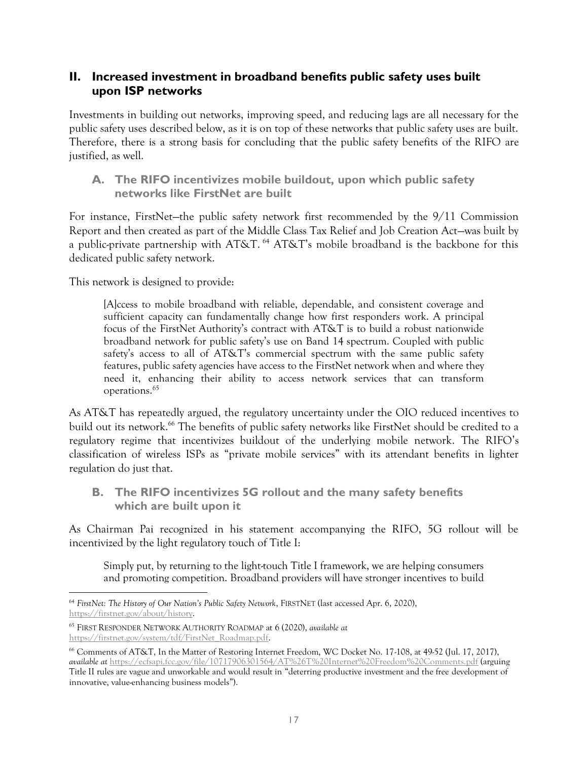## II. Increased investment in broadband benefits public safety uses built upon ISP networks

Investments in building out networks, improving speed, and reducing lags are all necessary for the public safety uses described below, as it is on top of these networks that public safety uses are built. Therefore, there is a strong basis for concluding that the public safety benefits of the RIFO are justified, as well.

### A. The RIFO incentivizes mobile buildout, upon which public safety networks like FirstNet are built

For instance, FirstNet—the public safety network first recommended by the 9/11 Commission Report and then created as part of the Middle Class Tax Relief and Job Creation Act—was built by a public-private partnership with AT&T.[64] AT&T's mobile broadband is the backbone for this dedicated public safety network.

This network is designed to provide:

> [A]ccess to mobile broadband with reliable, dependable, and consistent coverage and sufficient capacity can fundamentally change how first responders work. A principal focus of the FirstNet Authority's contract with AT&T is to build a robust nationwide broadband network for public safety's use on Band 14 spectrum. Coupled with public safety's access to all of AT&T's commercial spectrum with the same public safety features, public safety agencies have access to the FirstNet network when and where they need it, enhancing their ability to access network services that can transform operations.[65]

As AT&T has repeatedly argued, the regulatory uncertainty under the OIO reduced incentives to build out its network.[66] The benefits of public safety networks like FirstNet should be credited to a regulatory regime that incentivizes buildout of the underlying mobile network. The RIFO's classification of wireless ISPs as "private mobile services" with its attendant benefits in lighter regulation do just that.

### B. The RIFO incentivizes 5G rollout and the many safety benefits which are built upon it

As Chairman Pai recognized in his statement accompanying the RIFO, 5G rollout will be incentivized by the light regulatory touch of Title I:

> Simply put, by returning to the light-touch Title I framework, we are helping consumers and promoting competition. Broadband providers will have stronger incentives to build

---

[64] *FirstNet: The History of Our Nation's Public Safety Network*, FIRSTNET (last accessed Apr. 6, 2020), https://firstnet.gov/about/history.

[65] FIRST RESPONDER NETWORK AUTHORITY ROADMAP at 6 (2020), *available at* https://firstnet.gov/system/tdf/FirstNet_Roadmap.pdf.

[66] Comments of AT&T, In the Matter of Restoring Internet Freedom, WC Docket No. 17-108, at 49-52 (Jul. 17, 2017), *available at* https://ecfsapi.fcc.gov/file/10717906301564/AT%26T%20Internet%20Freedom%20Comments.pdf (arguing Title II rules are vague and unworkable and would result in "deterring productive investment and the free development of innovative, value-enhancing business models").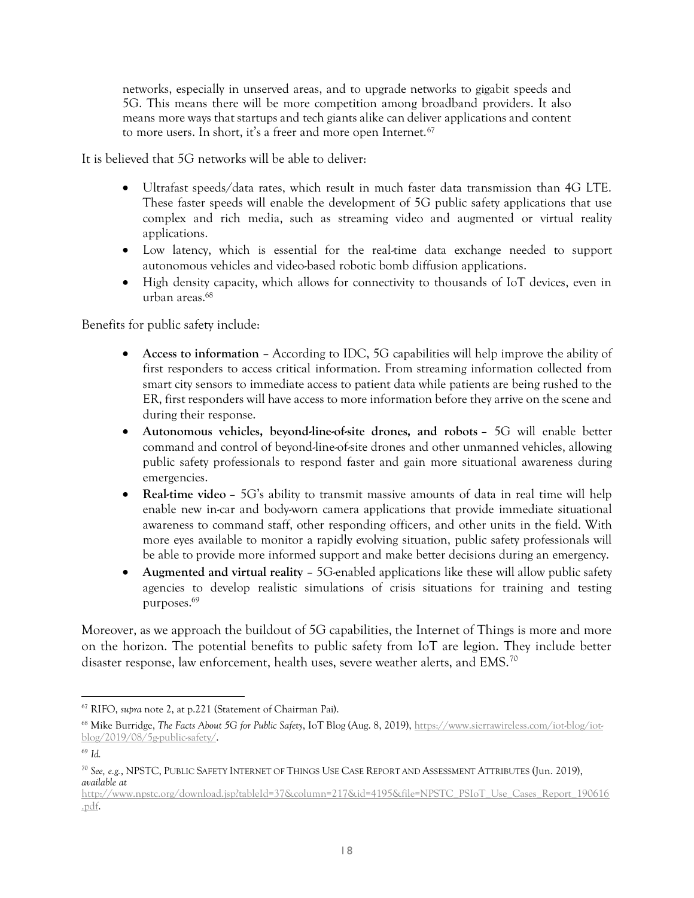> networks, especially in unserved areas, and to upgrade networks to gigabit speeds and 5G. This means there will be more competition among broadband providers. It also means more ways that startups and tech giants alike can deliver applications and content to more users. In short, it's a freer and more open Internet.[67]

It is believed that 5G networks will be able to deliver:

- Ultrafast speeds/data rates, which result in much faster data transmission than 4G LTE. These faster speeds will enable the development of 5G public safety applications that use complex and rich media, such as streaming video and augmented or virtual reality applications.
- Low latency, which is essential for the real-time data exchange needed to support autonomous vehicles and video-based robotic bomb diffusion applications.
- High density capacity, which allows for connectivity to thousands of IoT devices, even in urban areas.[68]

Benefits for public safety include:

- **Access to information** – According to IDC, 5G capabilities will help improve the ability of first responders to access critical information. From streaming information collected from smart city sensors to immediate access to patient data while patients are being rushed to the ER, first responders will have access to more information before they arrive on the scene and during their response.
- **Autonomous vehicles, beyond-line-of-site drones, and robots** – 5G will enable better command and control of beyond-line-of-site drones and other unmanned vehicles, allowing public safety professionals to respond faster and gain more situational awareness during emergencies.
- **Real-time video** – 5G's ability to transmit massive amounts of data in real time will help enable new in-car and body-worn camera applications that provide immediate situational awareness to command staff, other responding officers, and other units in the field. With more eyes available to monitor a rapidly evolving situation, public safety professionals will be able to provide more informed support and make better decisions during an emergency.
- **Augmented and virtual reality** – 5G-enabled applications like these will allow public safety agencies to develop realistic simulations of crisis situations for training and testing purposes.[69]

Moreover, as we approach the buildout of 5G capabilities, the Internet of Things is more and more on the horizon. The potential benefits to public safety from IoT are legion. They include better disaster response, law enforcement, health uses, severe weather alerts, and EMS.[70]

---

[67] RIFO, *supra* note 2, at p.221 (Statement of Chairman Pai).

[68] Mike Burridge, *The Facts About 5G for Public Safety*, IoT Blog (Aug. 8, 2019), https://www.sierrawireless.com/iot-blog/iot-blog/2019/08/5g-public-safety/.

[69] *Id.*

[70] *See, e.g.*, NPSTC, PUBLIC SAFETY INTERNET OF THINGS USE CASE REPORT AND ASSESSMENT ATTRIBUTES (Jun. 2019), *available at* http://www.npstc.org/download.jsp?tableId=37&column=217&id=4195&file=NPSTC_PSIoT_Use_Cases_Report_190616.pdf.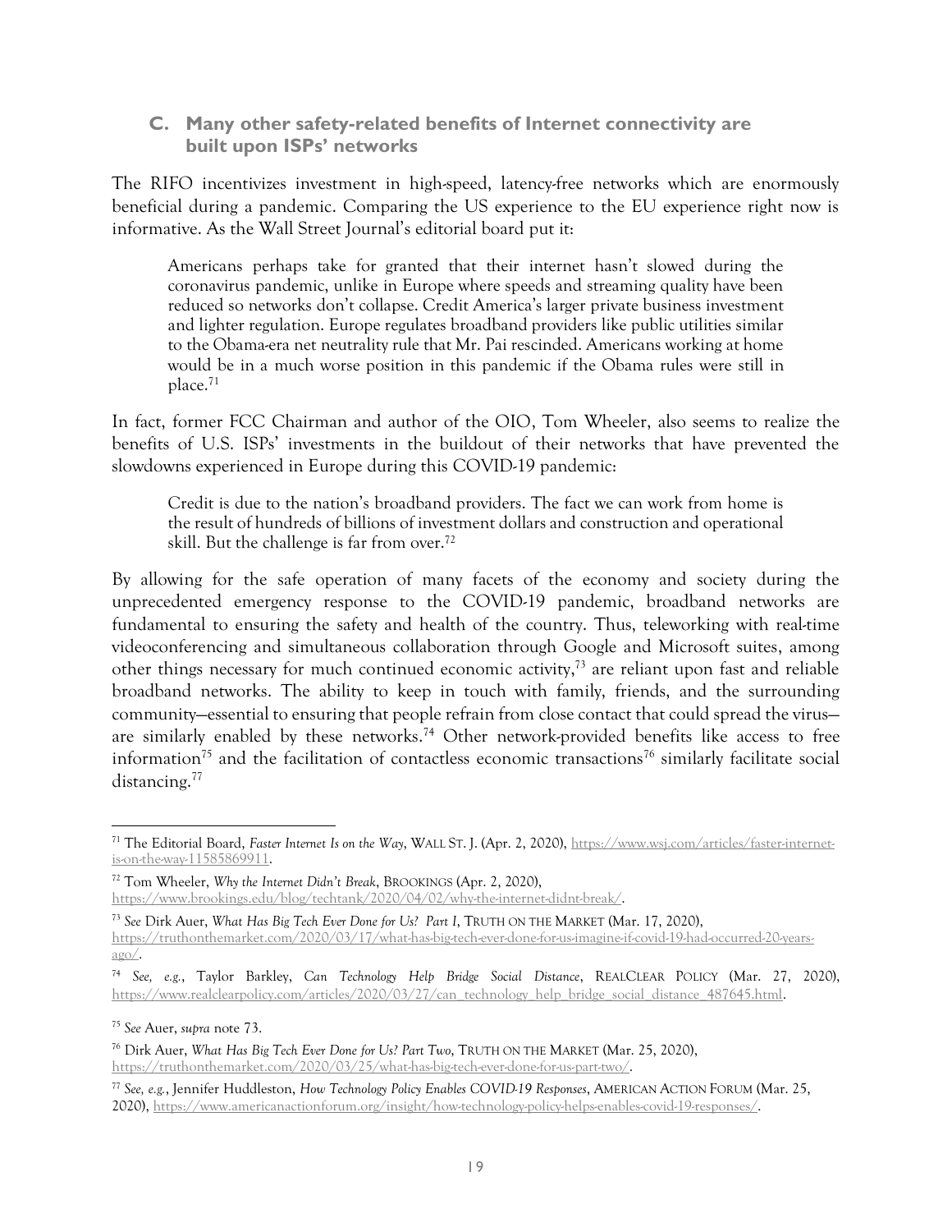### C. Many other safety-related benefits of Internet connectivity are built upon ISPs' networks

The RIFO incentivizes investment in high-speed, latency-free networks which are enormously beneficial during a pandemic. Comparing the US experience to the EU experience right now is informative. As the Wall Street Journal's editorial board put it:

> Americans perhaps take for granted that their internet hasn't slowed during the coronavirus pandemic, unlike in Europe where speeds and streaming quality have been reduced so networks don't collapse. Credit America's larger private business investment and lighter regulation. Europe regulates broadband providers like public utilities similar to the Obama-era net neutrality rule that Mr. Pai rescinded. Americans working at home would be in a much worse position in this pandemic if the Obama rules were still in place.[71]

In fact, former FCC Chairman and author of the OIO, Tom Wheeler, also seems to realize the benefits of U.S. ISPs' investments in the buildout of their networks that have prevented the slowdowns experienced in Europe during this COVID-19 pandemic:

> Credit is due to the nation's broadband providers. The fact we can work from home is the result of hundreds of billions of investment dollars and construction and operational skill. But the challenge is far from over.[72]

By allowing for the safe operation of many facets of the economy and society during the unprecedented emergency response to the COVID-19 pandemic, broadband networks are fundamental to ensuring the safety and health of the country. Thus, teleworking with real-time videoconferencing and simultaneous collaboration through Google and Microsoft suites, among other things necessary for much continued economic activity,[73] are reliant upon fast and reliable broadband networks. The ability to keep in touch with family, friends, and the surrounding community—essential to ensuring that people refrain from close contact that could spread the virus—are similarly enabled by these networks.[74] Other network-provided benefits like access to free information[75] and the facilitation of contactless economic transactions[76] similarly facilitate social distancing.[77]

---

[71] The Editorial Board, *Faster Internet Is on the Way*, WALL ST. J. (Apr. 2, 2020), https://www.wsj.com/articles/faster-internet-is-on-the-way-11585869911.

[72] Tom Wheeler, *Why the Internet Didn't Break*, BROOKINGS (Apr. 2, 2020), https://www.brookings.edu/blog/techtank/2020/04/02/why-the-internet-didnt-break/.

[73] *See* Dirk Auer, *What Has Big Tech Ever Done for Us? Part I*, TRUTH ON THE MARKET (Mar. 17, 2020), https://truthonthemarket.com/2020/03/17/what-has-big-tech-ever-done-for-us-imagine-if-covid-19-had-occurred-20-years-ago/.

[74] *See, e.g.*, Taylor Barkley, *Can Technology Help Bridge Social Distance*, REALCLEAR POLICY (Mar. 27, 2020), https://www.realclearpolicy.com/articles/2020/03/27/can_technology_help_bridge_social_distance_487645.html.

[75] *See* Auer, *supra* note 73.

[76] Dirk Auer, *What Has Big Tech Ever Done for Us? Part Two*, TRUTH ON THE MARKET (Mar. 25, 2020), https://truthonthemarket.com/2020/03/25/what-has-big-tech-ever-done-for-us-part-two/.

[77] *See, e.g.*, Jennifer Huddleston, *How Technology Policy Enables COVID-19 Responses*, AMERICAN ACTION FORUM (Mar. 25, 2020), https://www.americanactionforum.org/insight/how-technology-policy-helps-enables-covid-19-responses/.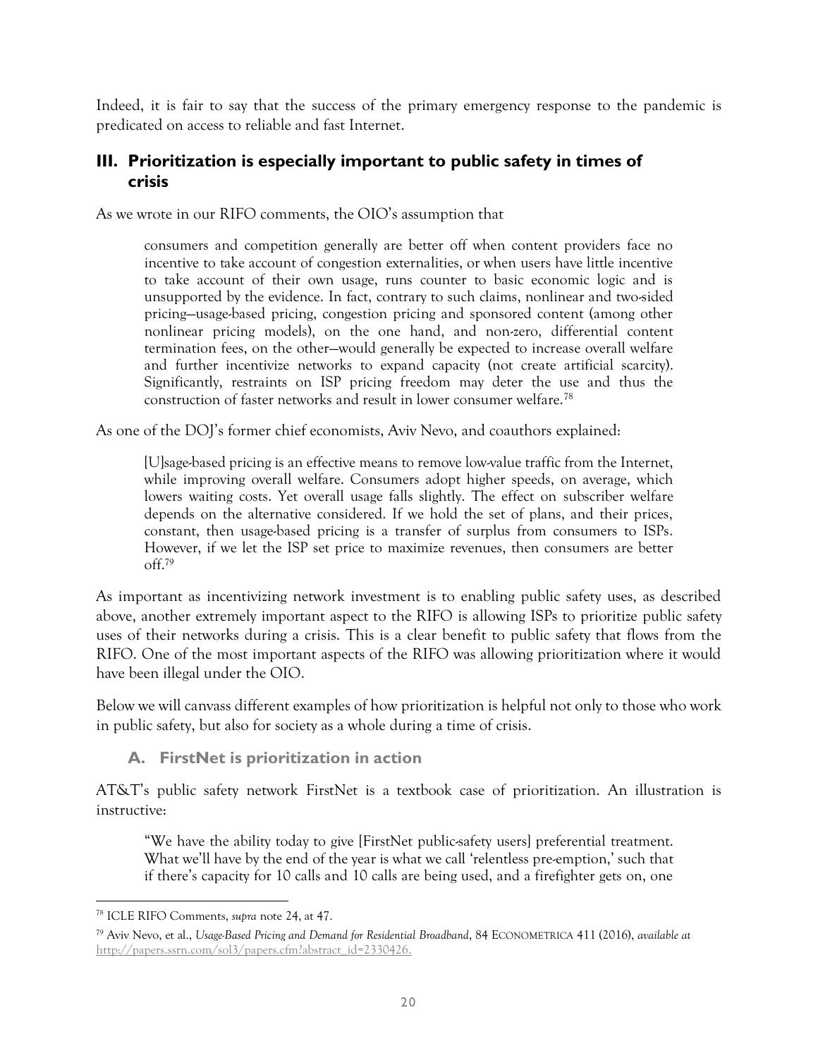Indeed, it is fair to say that the success of the primary emergency response to the pandemic is predicated on access to reliable and fast Internet.

## III. Prioritization is especially important to public safety in times of crisis

As we wrote in our RIFO comments, the OIO's assumption that

> consumers and competition generally are better off when content providers face no incentive to take account of congestion externalities, or when users have little incentive to take account of their own usage, runs counter to basic economic logic and is unsupported by the evidence. In fact, contrary to such claims, nonlinear and two-sided pricing—usage-based pricing, congestion pricing and sponsored content (among other nonlinear pricing models), on the one hand, and non-zero, differential content termination fees, on the other—would generally be expected to increase overall welfare and further incentivize networks to expand capacity (not create artificial scarcity). Significantly, restraints on ISP pricing freedom may deter the use and thus the construction of faster networks and result in lower consumer welfare.[78]

As one of the DOJ's former chief economists, Aviv Nevo, and coauthors explained:

> [U]sage-based pricing is an effective means to remove low-value traffic from the Internet, while improving overall welfare. Consumers adopt higher speeds, on average, which lowers waiting costs. Yet overall usage falls slightly. The effect on subscriber welfare depends on the alternative considered. If we hold the set of plans, and their prices, constant, then usage-based pricing is a transfer of surplus from consumers to ISPs. However, if we let the ISP set price to maximize revenues, then consumers are better off.[79]

As important as incentivizing network investment is to enabling public safety uses, as described above, another extremely important aspect to the RIFO is allowing ISPs to prioritize public safety uses of their networks during a crisis. This is a clear benefit to public safety that flows from the RIFO. One of the most important aspects of the RIFO was allowing prioritization where it would have been illegal under the OIO.

Below we will canvass different examples of how prioritization is helpful not only to those who work in public safety, but also for society as a whole during a time of crisis.

### A. FirstNet is prioritization in action

AT&T's public safety network FirstNet is a textbook case of prioritization. An illustration is instructive:

> "We have the ability today to give [FirstNet public-safety users] preferential treatment. What we'll have by the end of the year is what we call 'relentless pre-emption,' such that if there's capacity for 10 calls and 10 calls are being used, and a firefighter gets on, one

---

[78] ICLE RIFO Comments, *supra* note 24, at 47.

[79] Aviv Nevo, et al., *Usage-Based Pricing and Demand for Residential Broadband*, 84 ECONOMETRICA 411 (2016), *available at* http://papers.ssrn.com/sol3/papers.cfm?abstract_id=2330426.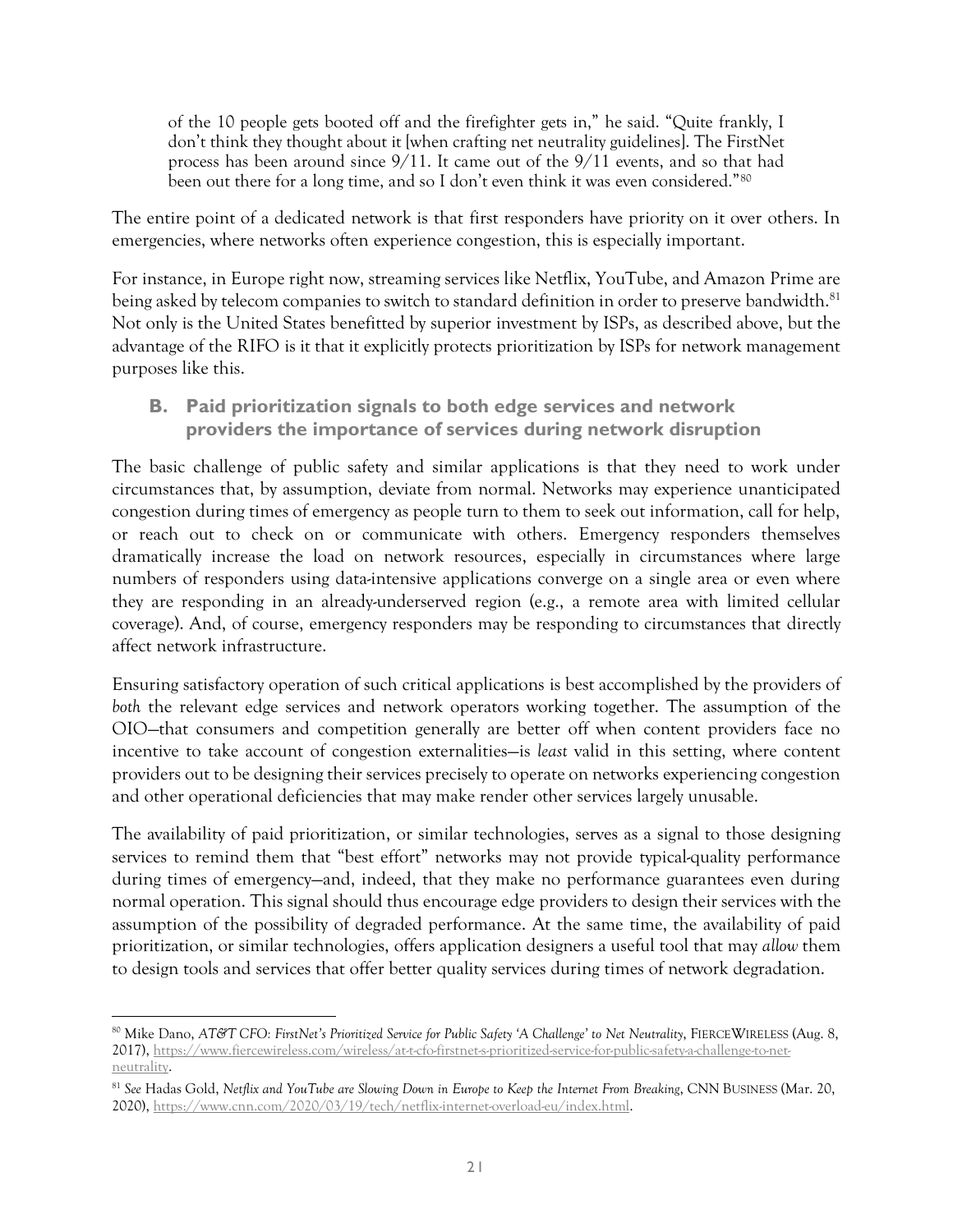> of the 10 people gets booted off and the firefighter gets in," he said. "Quite frankly, I don't think they thought about it [when crafting net neutrality guidelines]. The FirstNet process has been around since 9/11. It came out of the 9/11 events, and so that had been out there for a long time, and so I don't even think it was even considered."[80]

The entire point of a dedicated network is that first responders have priority on it over others. In emergencies, where networks often experience congestion, this is especially important.

For instance, in Europe right now, streaming services like Netflix, YouTube, and Amazon Prime are being asked by telecom companies to switch to standard definition in order to preserve bandwidth.[81] Not only is the United States benefitted by superior investment by ISPs, as described above, but the advantage of the RIFO is it that it explicitly protects prioritization by ISPs for network management purposes like this.

### B. Paid prioritization signals to both edge services and network providers the importance of services during network disruption

The basic challenge of public safety and similar applications is that they need to work under circumstances that, by assumption, deviate from normal. Networks may experience unanticipated congestion during times of emergency as people turn to them to seek out information, call for help, or reach out to check on or communicate with others. Emergency responders themselves dramatically increase the load on network resources, especially in circumstances where large numbers of responders using data-intensive applications converge on a single area or even where they are responding in an already-underserved region (e.g., a remote area with limited cellular coverage). And, of course, emergency responders may be responding to circumstances that directly affect network infrastructure.

Ensuring satisfactory operation of such critical applications is best accomplished by the providers of *both* the relevant edge services and network operators working together. The assumption of the OIO—that consumers and competition generally are better off when content providers face no incentive to take account of congestion externalities—is *least* valid in this setting, where content providers out to be designing their services precisely to operate on networks experiencing congestion and other operational deficiencies that may make render other services largely unusable.

The availability of paid prioritization, or similar technologies, serves as a signal to those designing services to remind them that "best effort" networks may not provide typical-quality performance during times of emergency—and, indeed, that they make no performance guarantees even during normal operation. This signal should thus encourage edge providers to design their services with the assumption of the possibility of degraded performance. At the same time, the availability of paid prioritization, or similar technologies, offers application designers a useful tool that may *allow* them to design tools and services that offer better quality services during times of network degradation.

---

[80] Mike Dano, *AT&T CFO: FirstNet's Prioritized Service for Public Safety 'A Challenge' to Net Neutrality*, FIERCEWIRELESS (Aug. 8, 2017), https://www.fiercewireless.com/wireless/at-t-cfo-firstnet-s-prioritized-service-for-public-safety-a-challenge-to-net-neutrality.

[81] *See* Hadas Gold, *Netflix and YouTube are Slowing Down in Europe to Keep the Internet From Breaking*, CNN BUSINESS (Mar. 20, 2020), https://www.cnn.com/2020/03/19/tech/netflix-internet-overload-eu/index.html.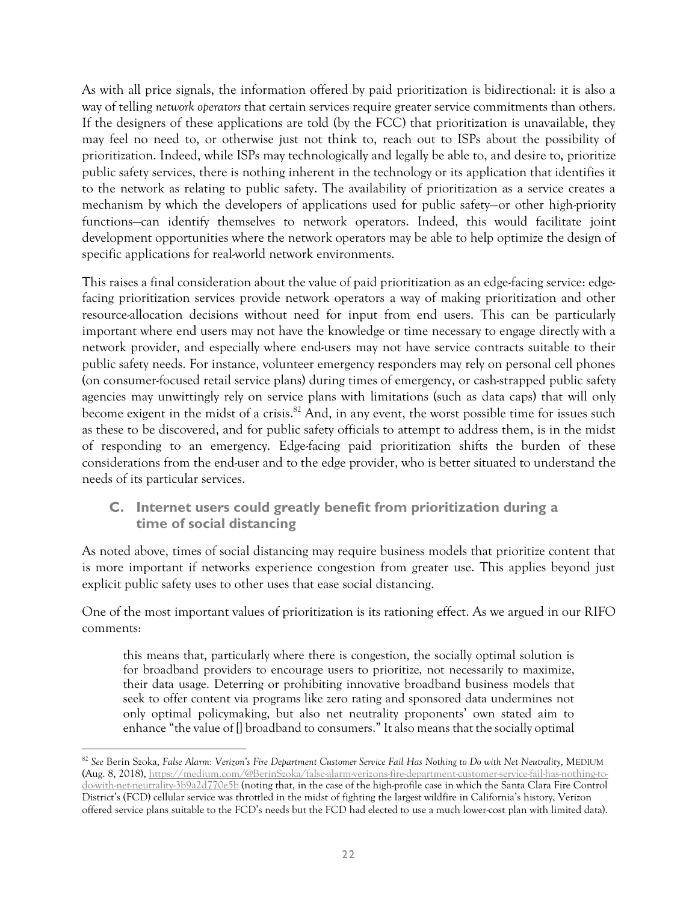As with all price signals, the information offered by paid prioritization is bidirectional: it is also a way of telling *network operators* that certain services require greater service commitments than others. If the designers of these applications are told (by the FCC) that prioritization is unavailable, they may feel no need to, or otherwise just not think to, reach out to ISPs about the possibility of prioritization. Indeed, while ISPs may technologically and legally be able to, and desire to, prioritize public safety services, there is nothing inherent in the technology or its application that identifies it to the network as relating to public safety. The availability of prioritization as a service creates a mechanism by which the developers of applications used for public safety—or other high-priority functions—can identify themselves to network operators. Indeed, this would facilitate joint development opportunities where the network operators may be able to help optimize the design of specific applications for real-world network environments.

This raises a final consideration about the value of paid prioritization as an edge-facing service: edge-facing prioritization services provide network operators a way of making prioritization and other resource-allocation decisions without need for input from end users. This can be particularly important where end users may not have the knowledge or time necessary to engage directly with a network provider, and especially where end-users may not have service contracts suitable to their public safety needs. For instance, volunteer emergency responders may rely on personal cell phones (on consumer-focused retail service plans) during times of emergency, or cash-strapped public safety agencies may unwittingly rely on service plans with limitations (such as data caps) that will only become exigent in the midst of a crisis.[82] And, in any event, the worst possible time for issues such as these to be discovered, and for public safety officials to attempt to address them, is in the midst of responding to an emergency. Edge-facing paid prioritization shifts the burden of these considerations from the end-user and to the edge provider, who is better situated to understand the needs of its particular services.

### C. Internet users could greatly benefit from prioritization during a time of social distancing

As noted above, times of social distancing may require business models that prioritize content that is more important if networks experience congestion from greater use. This applies beyond just explicit public safety uses to other uses that ease social distancing.

One of the most important values of prioritization is its rationing effect. As we argued in our RIFO comments:

> this means that, particularly where there is congestion, the socially optimal solution is for broadband providers to encourage users to prioritize, not necessarily to maximize, their data usage. Deterring or prohibiting innovative broadband business models that seek to offer content via programs like zero rating and sponsored data undermines not only optimal policymaking, but also net neutrality proponents' own stated aim to enhance "the value of [] broadband to consumers." It also means that the socially optimal

---

[82] *See* Berin Szoka, *False Alarm: Verizon's Fire Department Customer Service Fail Has Nothing to Do with Net Neutrality*, MEDIUM (Aug. 8, 2018), https://medium.com/@BerinSzoka/false-alarm-verizons-fire-department-customer-service-fail-has-nothing-to-do-with-net-neutrality-3b9a2d770e5b (noting that, in the case of the high-profile case in which the Santa Clara Fire Control District's (FCD) cellular service was throttled in the midst of fighting the largest wildfire in California's history, Verizon offered service plans suitable to the FCD's needs but the FCD had elected to use a much lower-cost plan with limited data).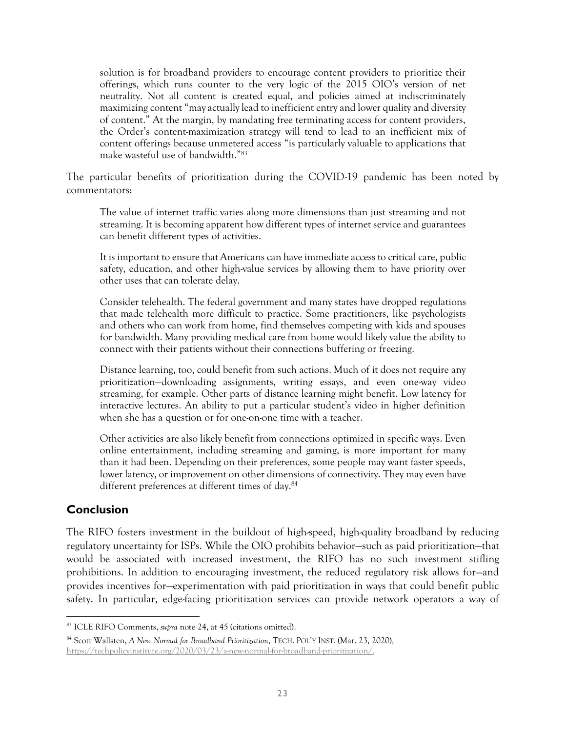> solution is for broadband providers to encourage content providers to prioritize their offerings, which runs counter to the very logic of the 2015 OIO's version of net neutrality. Not all content is created equal, and policies aimed at indiscriminately maximizing content "may actually lead to inefficient entry and lower quality and diversity of content." At the margin, by mandating free terminating access for content providers, the Order's content-maximization strategy will tend to lead to an inefficient mix of content offerings because unmetered access "is particularly valuable to applications that make wasteful use of bandwidth."[83]

The particular benefits of prioritization during the COVID-19 pandemic has been noted by commentators:

> The value of internet traffic varies along more dimensions than just streaming and not streaming. It is becoming apparent how different types of internet service and guarantees can benefit different types of activities.
>
> It is important to ensure that Americans can have immediate access to critical care, public safety, education, and other high-value services by allowing them to have priority over other uses that can tolerate delay.
>
> Consider telehealth. The federal government and many states have dropped regulations that made telehealth more difficult to practice. Some practitioners, like psychologists and others who can work from home, find themselves competing with kids and spouses for bandwidth. Many providing medical care from home would likely value the ability to connect with their patients without their connections buffering or freezing.
>
> Distance learning, too, could benefit from such actions. Much of it does not require any prioritization—downloading assignments, writing essays, and even one-way video streaming, for example. Other parts of distance learning might benefit. Low latency for interactive lectures. An ability to put a particular student's video in higher definition when she has a question or for one-on-one time with a teacher.
>
> Other activities are also likely benefit from connections optimized in specific ways. Even online entertainment, including streaming and gaming, is more important for many than it had been. Depending on their preferences, some people may want faster speeds, lower latency, or improvement on other dimensions of connectivity. They may even have different preferences at different times of day.[84]

## Conclusion

The RIFO fosters investment in the buildout of high-speed, high-quality broadband by reducing regulatory uncertainty for ISPs. While the OIO prohibits behavior—such as paid prioritization—that would be associated with increased investment, the RIFO has no such investment stifling prohibitions. In addition to encouraging investment, the reduced regulatory risk allows for—and provides incentives for—experimentation with paid prioritization in ways that could benefit public safety. In particular, edge-facing prioritization services can provide network operators a way of

---

[83] ICLE RIFO Comments, *supra* note 24, at 45 (citations omitted).

[84] Scott Wallsten, *A New Normal for Broadband Prioritization*, TECH. POL'Y INST. (Mar. 23, 2020), https://techpolicyinstitute.org/2020/03/23/a-new-normal-for-broadband-prioritization/.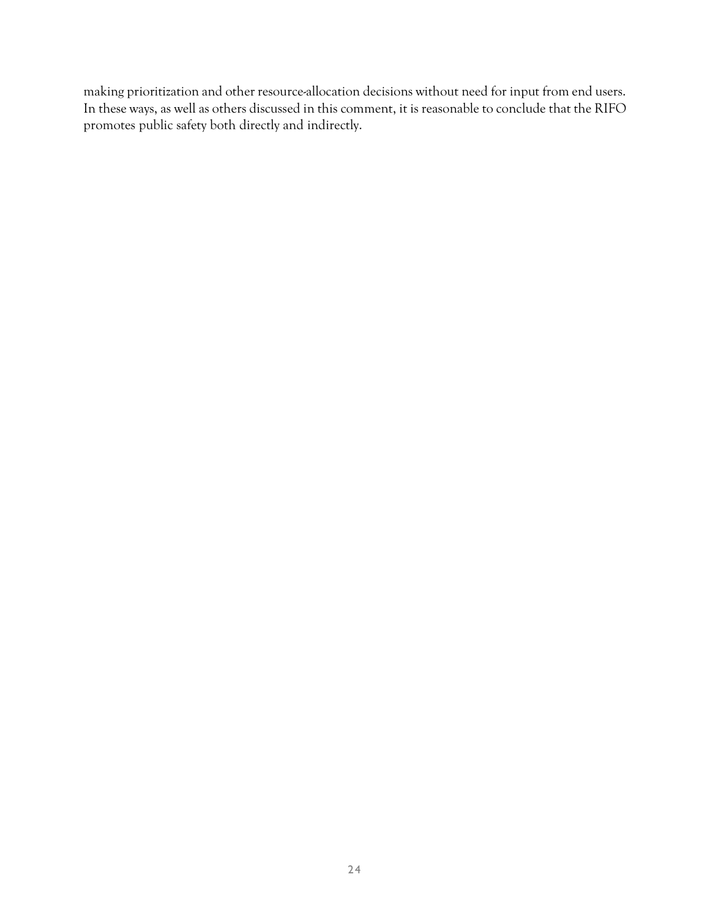making prioritization and other resource-allocation decisions without need for input from end users. In these ways, as well as others discussed in this comment, it is reasonable to conclude that the RIFO promotes public safety both directly and indirectly.